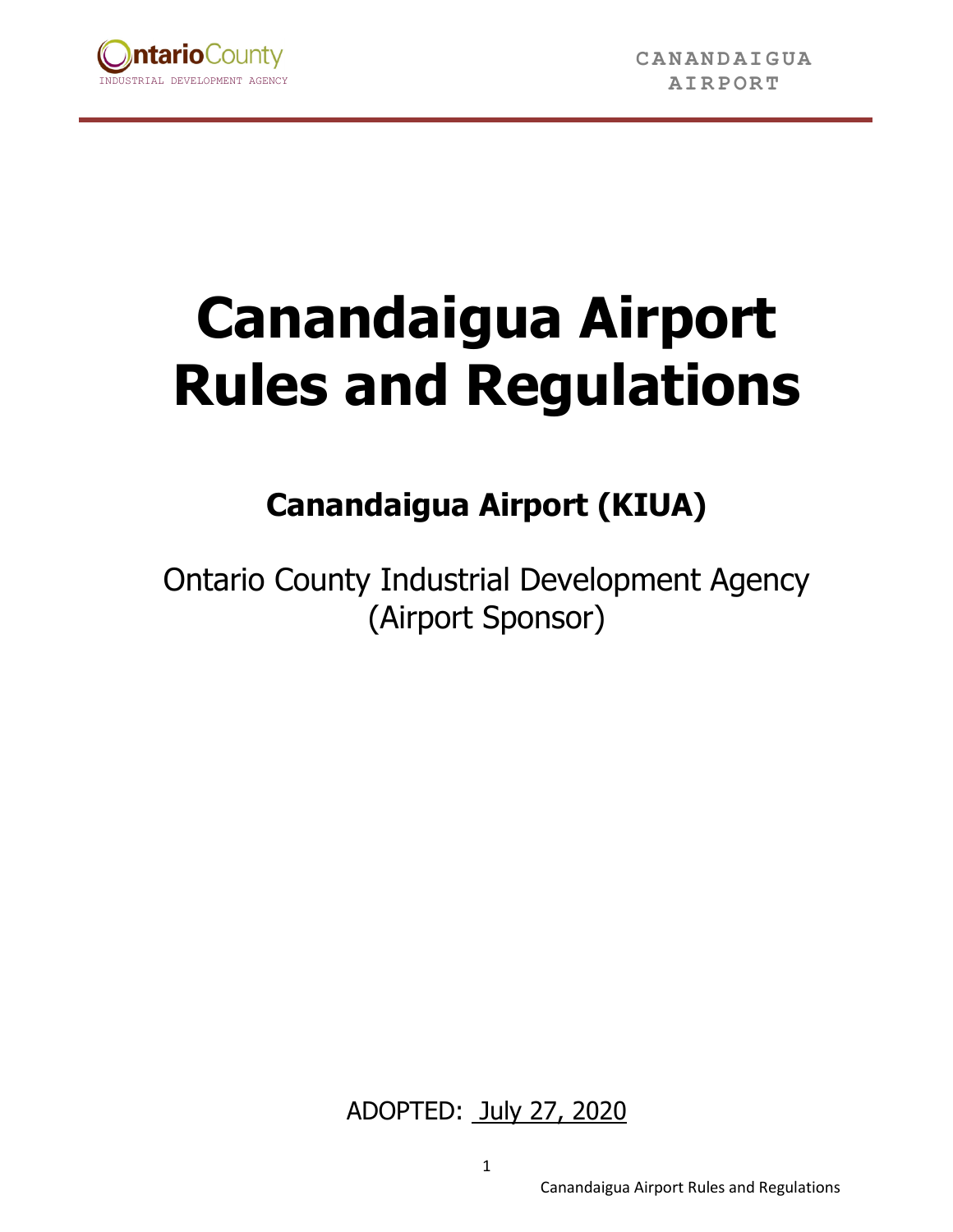# Canandaigua Airport Rules and Regulations

## Canandaigua Airport (KIUA)

Ontario County Industrial Development Agency
(Airport Sponsor)

ADOPTED: July 27, 2020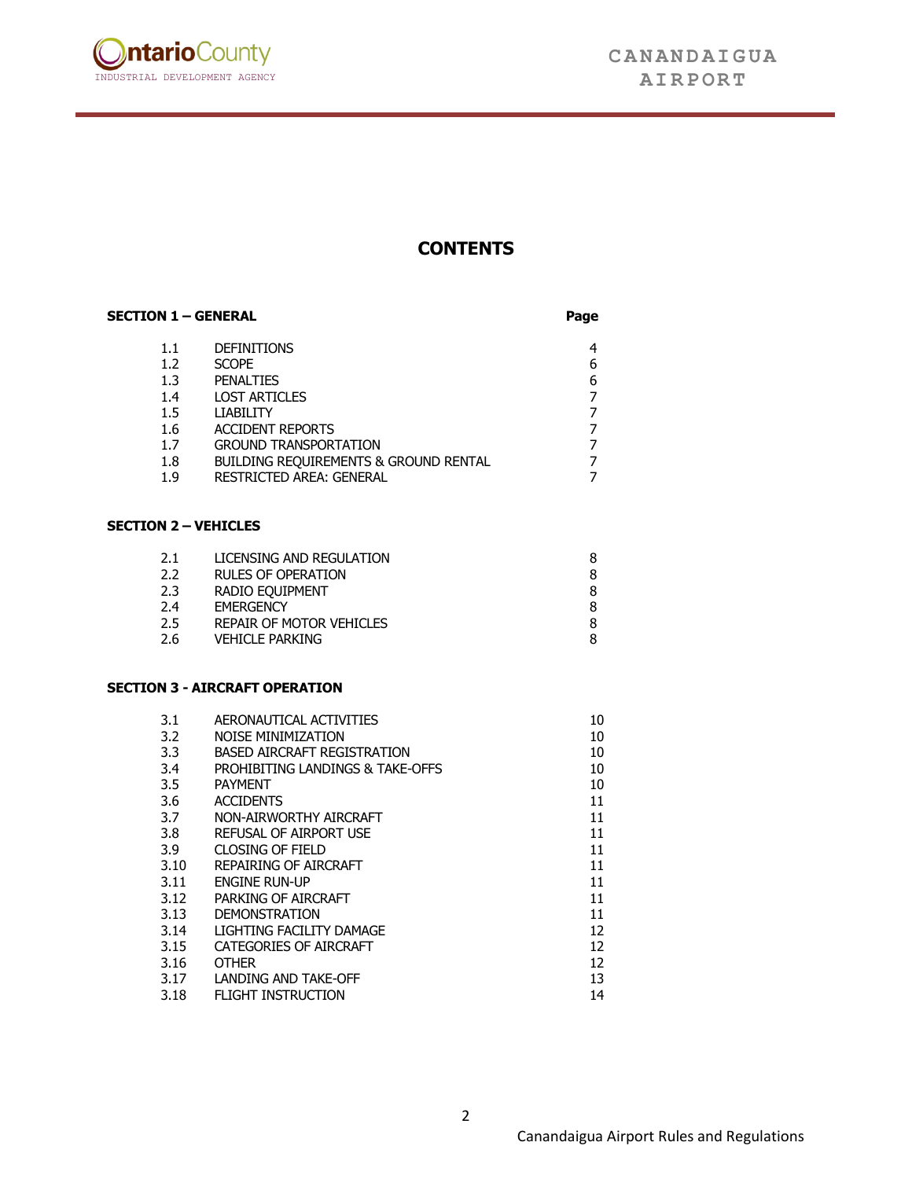# CONTENTS

| SECTION 1 – GENERAL | | Page |
|---|---|---|
| 1.1 | DEFINITIONS | 4 |
| 1.2 | SCOPE | 6 |
| 1.3 | PENALTIES | 6 |
| 1.4 | LOST ARTICLES | 7 |
| 1.5 | LIABILITY | 7 |
| 1.6 | ACCIDENT REPORTS | 7 |
| 1.7 | GROUND TRANSPORTATION | 7 |
| 1.8 | BUILDING REQUIREMENTS & GROUND RENTAL | 7 |
| 1.9 | RESTRICTED AREA: GENERAL | 7 |

**SECTION 2 – VEHICLES**

| | | |
|---|---|---|
| 2.1 | LICENSING AND REGULATION | 8 |
| 2.2 | RULES OF OPERATION | 8 |
| 2.3 | RADIO EQUIPMENT | 8 |
| 2.4 | EMERGENCY | 8 |
| 2.5 | REPAIR OF MOTOR VEHICLES | 8 |
| 2.6 | VEHICLE PARKING | 8 |

**SECTION 3 - AIRCRAFT OPERATION**

| | | |
|---|---|---|
| 3.1 | AERONAUTICAL ACTIVITIES | 10 |
| 3.2 | NOISE MINIMIZATION | 10 |
| 3.3 | BASED AIRCRAFT REGISTRATION | 10 |
| 3.4 | PROHIBITING LANDINGS & TAKE-OFFS | 10 |
| 3.5 | PAYMENT | 10 |
| 3.6 | ACCIDENTS | 11 |
| 3.7 | NON-AIRWORTHY AIRCRAFT | 11 |
| 3.8 | REFUSAL OF AIRPORT USE | 11 |
| 3.9 | CLOSING OF FIELD | 11 |
| 3.10 | REPAIRING OF AIRCRAFT | 11 |
| 3.11 | ENGINE RUN-UP | 11 |
| 3.12 | PARKING OF AIRCRAFT | 11 |
| 3.13 | DEMONSTRATION | 11 |
| 3.14 | LIGHTING FACILITY DAMAGE | 12 |
| 3.15 | CATEGORIES OF AIRCRAFT | 12 |
| 3.16 | OTHER | 12 |
| 3.17 | LANDING AND TAKE-OFF | 13 |
| 3.18 | FLIGHT INSTRUCTION | 14 |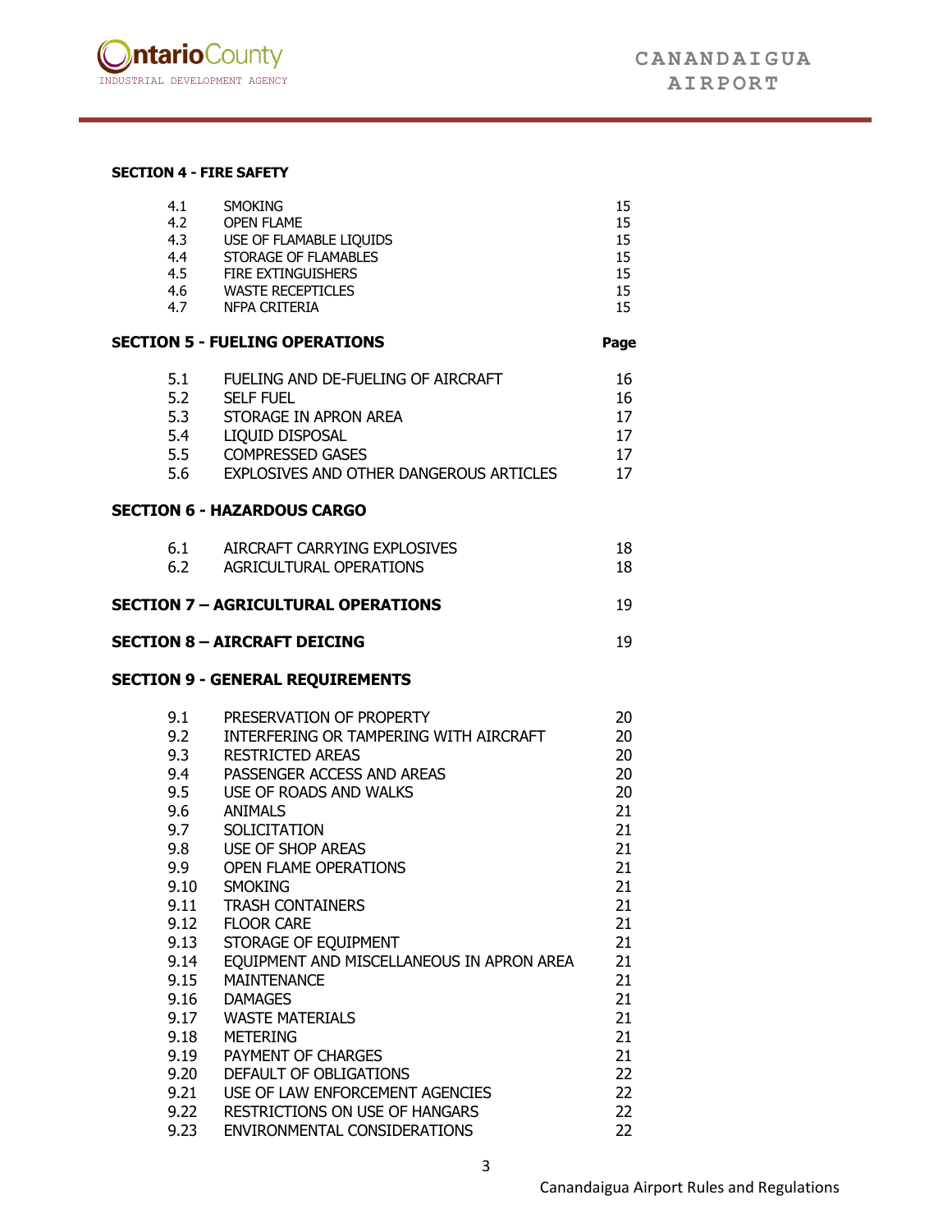**SECTION 4 - FIRE SAFETY**

| | | |
|---|---|---|
| 4.1 | SMOKING | 15 |
| 4.2 | OPEN FLAME | 15 |
| 4.3 | USE OF FLAMABLE LIQUIDS | 15 |
| 4.4 | STORAGE OF FLAMABLES | 15 |
| 4.5 | FIRE EXTINGUISHERS | 15 |
| 4.6 | WASTE RECEPTICLES | 15 |
| 4.7 | NFPA CRITERIA | 15 |

**SECTION 5 - FUELING OPERATIONS** **Page**

| | | |
|---|---|---|
| 5.1 | FUELING AND DE-FUELING OF AIRCRAFT | 16 |
| 5.2 | SELF FUEL | 16 |
| 5.3 | STORAGE IN APRON AREA | 17 |
| 5.4 | LIQUID DISPOSAL | 17 |
| 5.5 | COMPRESSED GASES | 17 |
| 5.6 | EXPLOSIVES AND OTHER DANGEROUS ARTICLES | 17 |

**SECTION 6 - HAZARDOUS CARGO**

| | | |
|---|---|---|
| 6.1 | AIRCRAFT CARRYING EXPLOSIVES | 18 |
| 6.2 | AGRICULTURAL OPERATIONS | 18 |

**SECTION 7 – AGRICULTURAL OPERATIONS** 19

**SECTION 8 – AIRCRAFT DEICING** 19

**SECTION 9 - GENERAL REQUIREMENTS**

| | | |
|---|---|---|
| 9.1 | PRESERVATION OF PROPERTY | 20 |
| 9.2 | INTERFERING OR TAMPERING WITH AIRCRAFT | 20 |
| 9.3 | RESTRICTED AREAS | 20 |
| 9.4 | PASSENGER ACCESS AND AREAS | 20 |
| 9.5 | USE OF ROADS AND WALKS | 20 |
| 9.6 | ANIMALS | 21 |
| 9.7 | SOLICITATION | 21 |
| 9.8 | USE OF SHOP AREAS | 21 |
| 9.9 | OPEN FLAME OPERATIONS | 21 |
| 9.10 | SMOKING | 21 |
| 9.11 | TRASH CONTAINERS | 21 |
| 9.12 | FLOOR CARE | 21 |
| 9.13 | STORAGE OF EQUIPMENT | 21 |
| 9.14 | EQUIPMENT AND MISCELLANEOUS IN APRON AREA | 21 |
| 9.15 | MAINTENANCE | 21 |
| 9.16 | DAMAGES | 21 |
| 9.17 | WASTE MATERIALS | 21 |
| 9.18 | METERING | 21 |
| 9.19 | PAYMENT OF CHARGES | 21 |
| 9.20 | DEFAULT OF OBLIGATIONS | 22 |
| 9.21 | USE OF LAW ENFORCEMENT AGENCIES | 22 |
| 9.22 | RESTRICTIONS ON USE OF HANGARS | 22 |
| 9.23 | ENVIRONMENTAL CONSIDERATIONS | 22 |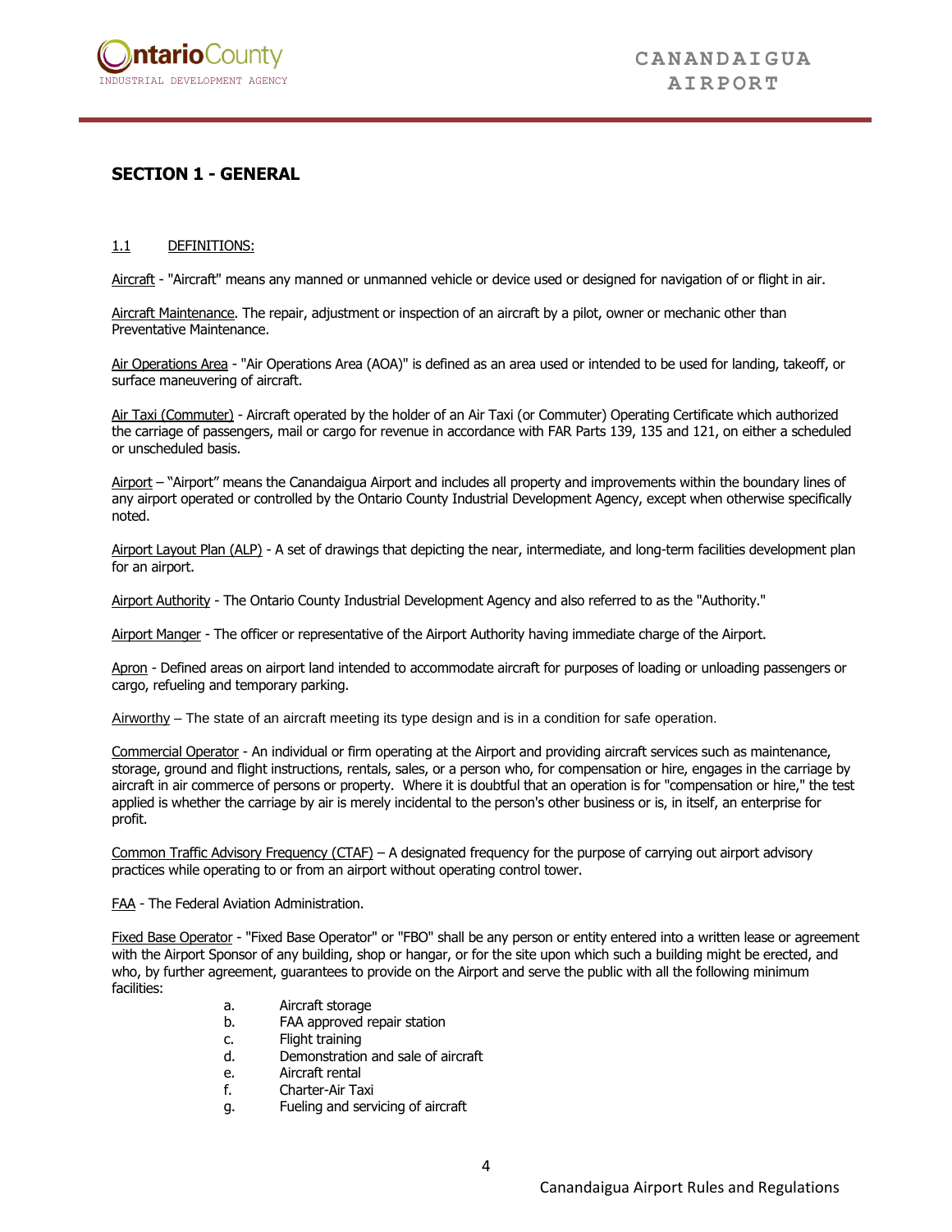## SECTION 1 - GENERAL

1.1 DEFINITIONS:

Aircraft - "Aircraft" means any manned or unmanned vehicle or device used or designed for navigation of or flight in air.

Aircraft Maintenance. The repair, adjustment or inspection of an aircraft by a pilot, owner or mechanic other than Preventative Maintenance.

Air Operations Area - "Air Operations Area (AOA)" is defined as an area used or intended to be used for landing, takeoff, or surface maneuvering of aircraft.

Air Taxi (Commuter) - Aircraft operated by the holder of an Air Taxi (or Commuter) Operating Certificate which authorized the carriage of passengers, mail or cargo for revenue in accordance with FAR Parts 139, 135 and 121, on either a scheduled or unscheduled basis.

Airport – "Airport" means the Canandaigua Airport and includes all property and improvements within the boundary lines of any airport operated or controlled by the Ontario County Industrial Development Agency, except when otherwise specifically noted.

Airport Layout Plan (ALP) - A set of drawings that depicting the near, intermediate, and long-term facilities development plan for an airport.

Airport Authority - The Ontario County Industrial Development Agency and also referred to as the "Authority."

Airport Manger - The officer or representative of the Airport Authority having immediate charge of the Airport.

Apron - Defined areas on airport land intended to accommodate aircraft for purposes of loading or unloading passengers or cargo, refueling and temporary parking.

Airworthy – The state of an aircraft meeting its type design and is in a condition for safe operation.

Commercial Operator - An individual or firm operating at the Airport and providing aircraft services such as maintenance, storage, ground and flight instructions, rentals, sales, or a person who, for compensation or hire, engages in the carriage by aircraft in air commerce of persons or property. Where it is doubtful that an operation is for "compensation or hire," the test applied is whether the carriage by air is merely incidental to the person's other business or is, in itself, an enterprise for profit.

Common Traffic Advisory Frequency (CTAF) – A designated frequency for the purpose of carrying out airport advisory practices while operating to or from an airport without operating control tower.

FAA - The Federal Aviation Administration.

Fixed Base Operator - "Fixed Base Operator" or "FBO" shall be any person or entity entered into a written lease or agreement with the Airport Sponsor of any building, shop or hangar, or for the site upon which such a building might be erected, and who, by further agreement, guarantees to provide on the Airport and serve the public with all the following minimum facilities:

a. Aircraft storage
b. FAA approved repair station
c. Flight training
d. Demonstration and sale of aircraft
e. Aircraft rental
f. Charter-Air Taxi
g. Fueling and servicing of aircraft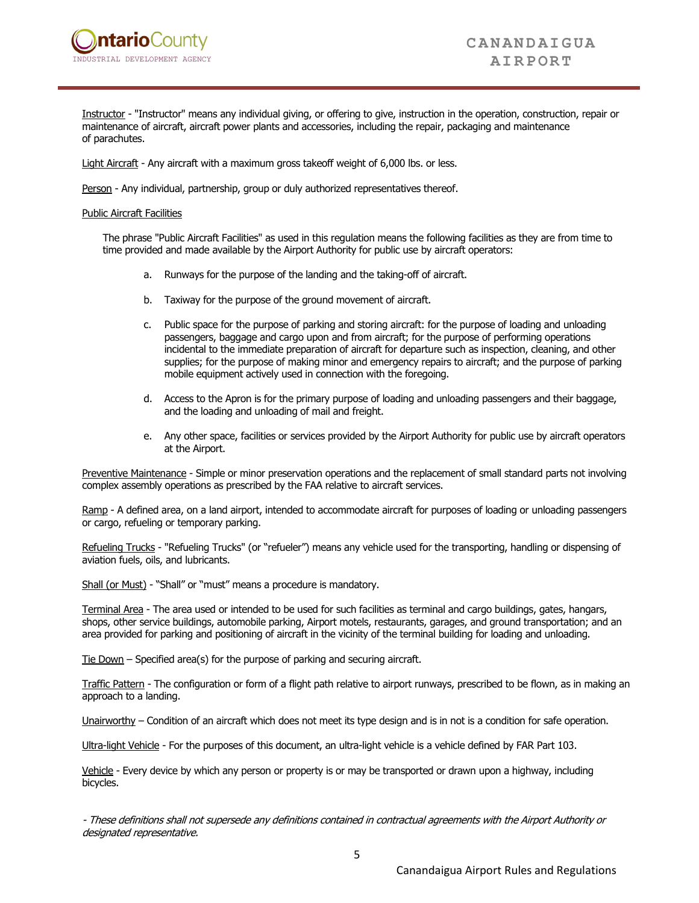Instructor - "Instructor" means any individual giving, or offering to give, instruction in the operation, construction, repair or maintenance of aircraft, aircraft power plants and accessories, including the repair, packaging and maintenance of parachutes.

Light Aircraft - Any aircraft with a maximum gross takeoff weight of 6,000 lbs. or less.

Person - Any individual, partnership, group or duly authorized representatives thereof.

Public Aircraft Facilities

The phrase "Public Aircraft Facilities" as used in this regulation means the following facilities as they are from time to time provided and made available by the Airport Authority for public use by aircraft operators:

a. Runways for the purpose of the landing and the taking-off of aircraft.

b. Taxiway for the purpose of the ground movement of aircraft.

c. Public space for the purpose of parking and storing aircraft: for the purpose of loading and unloading passengers, baggage and cargo upon and from aircraft; for the purpose of performing operations incidental to the immediate preparation of aircraft for departure such as inspection, cleaning, and other supplies; for the purpose of making minor and emergency repairs to aircraft; and the purpose of parking mobile equipment actively used in connection with the foregoing.

d. Access to the Apron is for the primary purpose of loading and unloading passengers and their baggage, and the loading and unloading of mail and freight.

e. Any other space, facilities or services provided by the Airport Authority for public use by aircraft operators at the Airport.

Preventive Maintenance - Simple or minor preservation operations and the replacement of small standard parts not involving complex assembly operations as prescribed by the FAA relative to aircraft services.

Ramp - A defined area, on a land airport, intended to accommodate aircraft for purposes of loading or unloading passengers or cargo, refueling or temporary parking.

Refueling Trucks - "Refueling Trucks" (or "refueler") means any vehicle used for the transporting, handling or dispensing of aviation fuels, oils, and lubricants.

Shall (or Must) - "Shall" or "must" means a procedure is mandatory.

Terminal Area - The area used or intended to be used for such facilities as terminal and cargo buildings, gates, hangars, shops, other service buildings, automobile parking, Airport motels, restaurants, garages, and ground transportation; and an area provided for parking and positioning of aircraft in the vicinity of the terminal building for loading and unloading.

Tie Down – Specified area(s) for the purpose of parking and securing aircraft.

Traffic Pattern - The configuration or form of a flight path relative to airport runways, prescribed to be flown, as in making an approach to a landing.

Unairworthy – Condition of an aircraft which does not meet its type design and is in not is a condition for safe operation.

Ultra-light Vehicle - For the purposes of this document, an ultra-light vehicle is a vehicle defined by FAR Part 103.

Vehicle - Every device by which any person or property is or may be transported or drawn upon a highway, including bicycles.

*- These definitions shall not supersede any definitions contained in contractual agreements with the Airport Authority or designated representative.*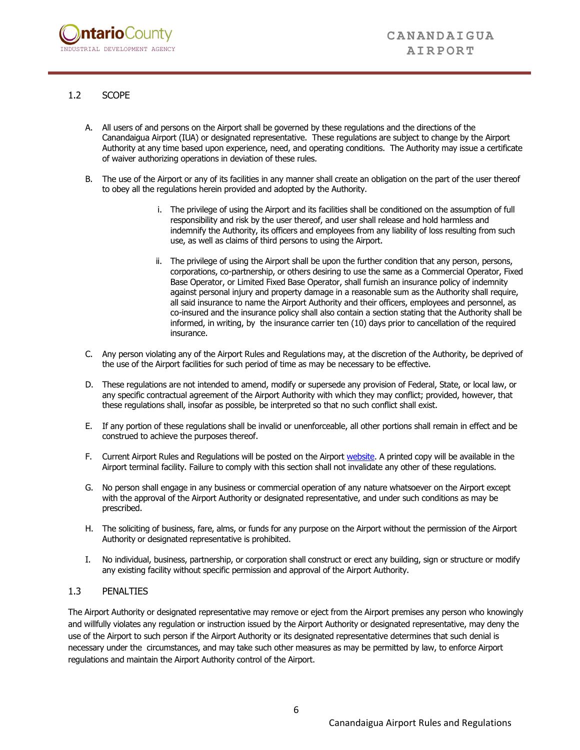## 1.2 SCOPE

A. All users of and persons on the Airport shall be governed by these regulations and the directions of the Canandaigua Airport (IUA) or designated representative. These regulations are subject to change by the Airport Authority at any time based upon experience, need, and operating conditions. The Authority may issue a certificate of waiver authorizing operations in deviation of these rules.

B. The use of the Airport or any of its facilities in any manner shall create an obligation on the part of the user thereof to obey all the regulations herein provided and adopted by the Authority.

   i. The privilege of using the Airport and its facilities shall be conditioned on the assumption of full responsibility and risk by the user thereof, and user shall release and hold harmless and indemnify the Authority, its officers and employees from any liability of loss resulting from such use, as well as claims of third persons to using the Airport.

   ii. The privilege of using the Airport shall be upon the further condition that any person, persons, corporations, co-partnership, or others desiring to use the same as a Commercial Operator, Fixed Base Operator, or Limited Fixed Base Operator, shall furnish an insurance policy of indemnity against personal injury and property damage in a reasonable sum as the Authority shall require, all said insurance to name the Airport Authority and their officers, employees and personnel, as co-insured and the insurance policy shall also contain a section stating that the Authority shall be informed, in writing, by the insurance carrier ten (10) days prior to cancellation of the required insurance.

C. Any person violating any of the Airport Rules and Regulations may, at the discretion of the Authority, be deprived of the use of the Airport facilities for such period of time as may be necessary to be effective.

D. These regulations are not intended to amend, modify or supersede any provision of Federal, State, or local law, or any specific contractual agreement of the Airport Authority with which they may conflict; provided, however, that these regulations shall, insofar as possible, be interpreted so that no such conflict shall exist.

E. If any portion of these regulations shall be invalid or unenforceable, all other portions shall remain in effect and be construed to achieve the purposes thereof.

F. Current Airport Rules and Regulations will be posted on the Airport website. A printed copy will be available in the Airport terminal facility. Failure to comply with this section shall not invalidate any other of these regulations.

G. No person shall engage in any business or commercial operation of any nature whatsoever on the Airport except with the approval of the Airport Authority or designated representative, and under such conditions as may be prescribed.

H. The soliciting of business, fare, alms, or funds for any purpose on the Airport without the permission of the Airport Authority or designated representative is prohibited.

I. No individual, business, partnership, or corporation shall construct or erect any building, sign or structure or modify any existing facility without specific permission and approval of the Airport Authority.

## 1.3 PENALTIES

The Airport Authority or designated representative may remove or eject from the Airport premises any person who knowingly and willfully violates any regulation or instruction issued by the Airport Authority or designated representative, may deny the use of the Airport to such person if the Airport Authority or its designated representative determines that such denial is necessary under the circumstances, and may take such other measures as may be permitted by law, to enforce Airport regulations and maintain the Airport Authority control of the Airport.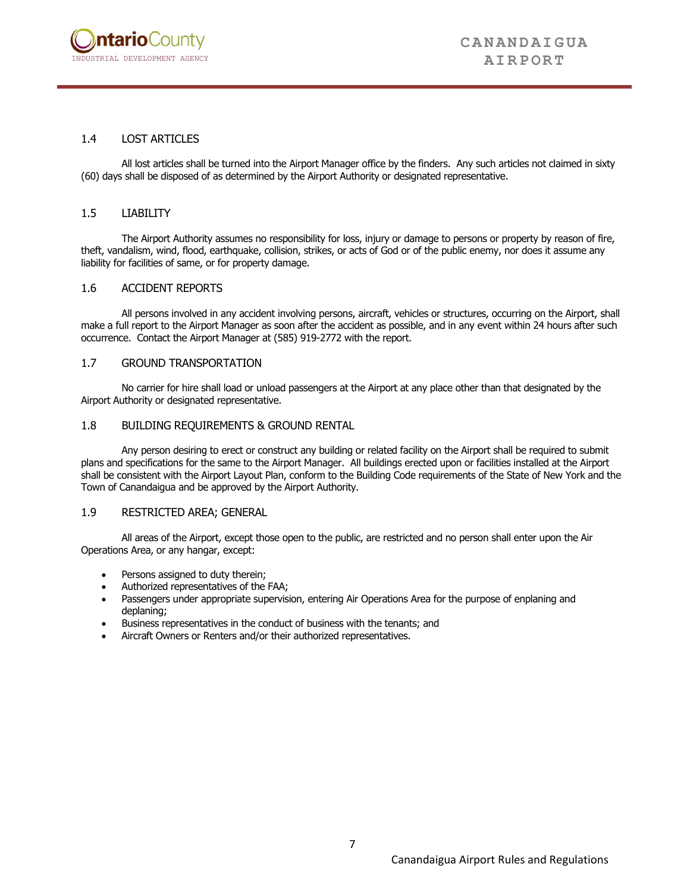### 1.4 LOST ARTICLES

All lost articles shall be turned into the Airport Manager office by the finders. Any such articles not claimed in sixty (60) days shall be disposed of as determined by the Airport Authority or designated representative.

### 1.5 LIABILITY

The Airport Authority assumes no responsibility for loss, injury or damage to persons or property by reason of fire, theft, vandalism, wind, flood, earthquake, collision, strikes, or acts of God or of the public enemy, nor does it assume any liability for facilities of same, or for property damage.

### 1.6 ACCIDENT REPORTS

All persons involved in any accident involving persons, aircraft, vehicles or structures, occurring on the Airport, shall make a full report to the Airport Manager as soon after the accident as possible, and in any event within 24 hours after such occurrence. Contact the Airport Manager at (585) 919-2772 with the report.

### 1.7 GROUND TRANSPORTATION

No carrier for hire shall load or unload passengers at the Airport at any place other than that designated by the Airport Authority or designated representative.

### 1.8 BUILDING REQUIREMENTS & GROUND RENTAL

Any person desiring to erect or construct any building or related facility on the Airport shall be required to submit plans and specifications for the same to the Airport Manager. All buildings erected upon or facilities installed at the Airport shall be consistent with the Airport Layout Plan, conform to the Building Code requirements of the State of New York and the Town of Canandaigua and be approved by the Airport Authority.

### 1.9 RESTRICTED AREA; GENERAL

All areas of the Airport, except those open to the public, are restricted and no person shall enter upon the Air Operations Area, or any hangar, except:

- Persons assigned to duty therein;
- Authorized representatives of the FAA;
- Passengers under appropriate supervision, entering Air Operations Area for the purpose of enplaning and deplaning;
- Business representatives in the conduct of business with the tenants; and
- Aircraft Owners or Renters and/or their authorized representatives.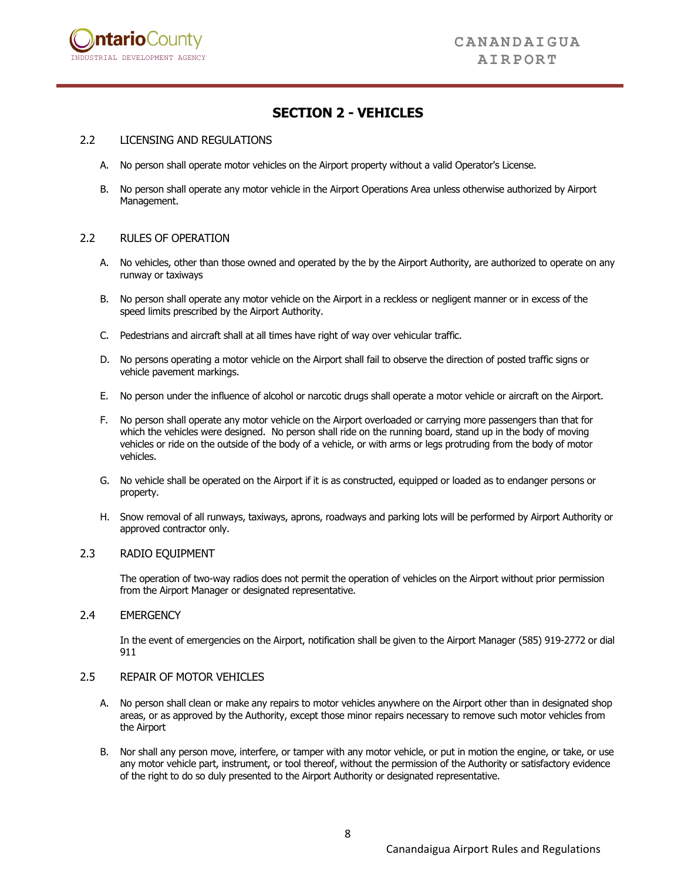# SECTION 2 - VEHICLES

## 2.2 LICENSING AND REGULATIONS

A. No person shall operate motor vehicles on the Airport property without a valid Operator's License.

B. No person shall operate any motor vehicle in the Airport Operations Area unless otherwise authorized by Airport Management.

## 2.2 RULES OF OPERATION

A. No vehicles, other than those owned and operated by the by the Airport Authority, are authorized to operate on any runway or taxiways

B. No person shall operate any motor vehicle on the Airport in a reckless or negligent manner or in excess of the speed limits prescribed by the Airport Authority.

C. Pedestrians and aircraft shall at all times have right of way over vehicular traffic.

D. No persons operating a motor vehicle on the Airport shall fail to observe the direction of posted traffic signs or vehicle pavement markings.

E. No person under the influence of alcohol or narcotic drugs shall operate a motor vehicle or aircraft on the Airport.

F. No person shall operate any motor vehicle on the Airport overloaded or carrying more passengers than that for which the vehicles were designed. No person shall ride on the running board, stand up in the body of moving vehicles or ride on the outside of the body of a vehicle, or with arms or legs protruding from the body of motor vehicles.

G. No vehicle shall be operated on the Airport if it is as constructed, equipped or loaded as to endanger persons or property.

H. Snow removal of all runways, taxiways, aprons, roadways and parking lots will be performed by Airport Authority or approved contractor only.

## 2.3 RADIO EQUIPMENT

The operation of two-way radios does not permit the operation of vehicles on the Airport without prior permission from the Airport Manager or designated representative.

## 2.4 EMERGENCY

In the event of emergencies on the Airport, notification shall be given to the Airport Manager (585) 919-2772 or dial 911

## 2.5 REPAIR OF MOTOR VEHICLES

A. No person shall clean or make any repairs to motor vehicles anywhere on the Airport other than in designated shop areas, or as approved by the Authority, except those minor repairs necessary to remove such motor vehicles from the Airport

B. Nor shall any person move, interfere, or tamper with any motor vehicle, or put in motion the engine, or take, or use any motor vehicle part, instrument, or tool thereof, without the permission of the Authority or satisfactory evidence of the right to do so duly presented to the Airport Authority or designated representative.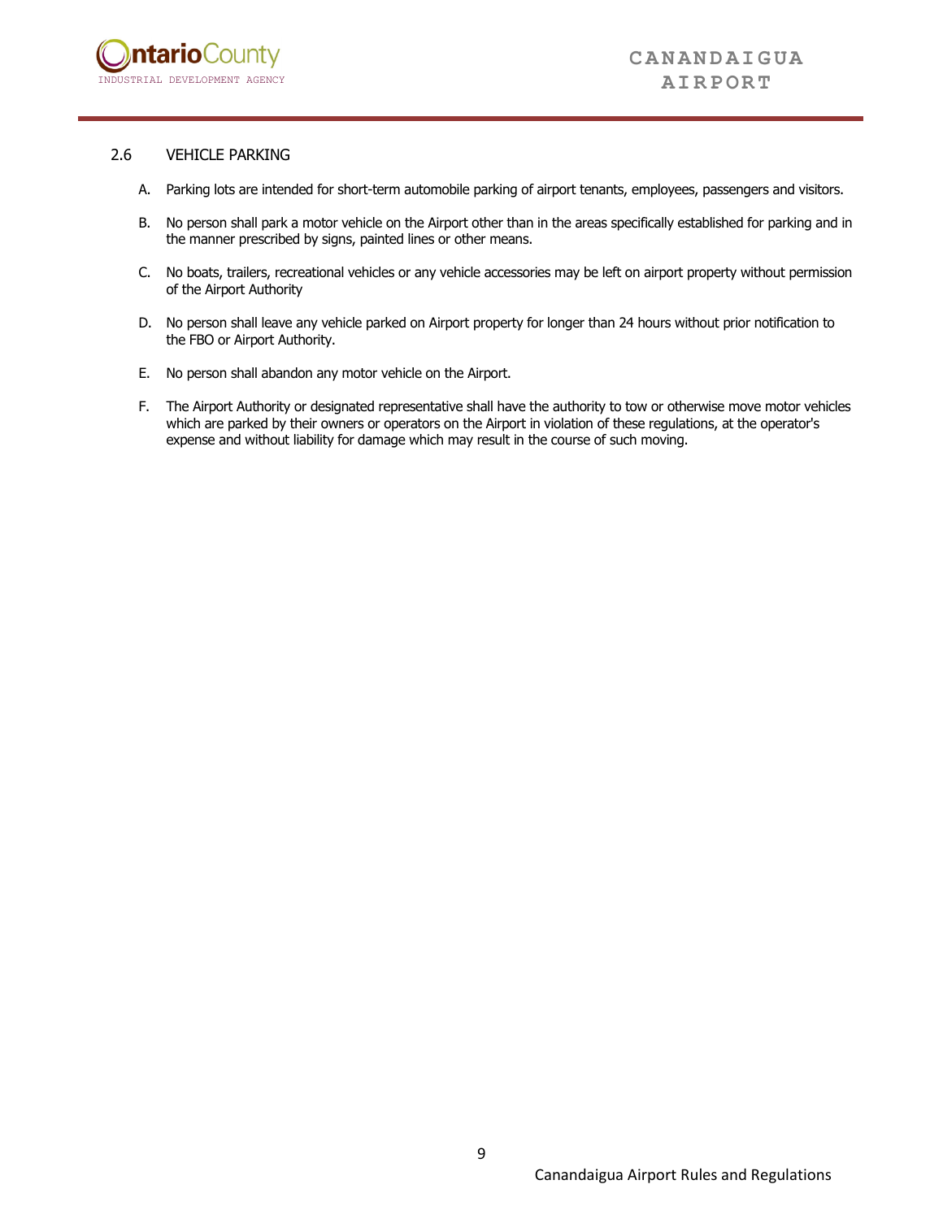## 2.6 VEHICLE PARKING

A. Parking lots are intended for short-term automobile parking of airport tenants, employees, passengers and visitors.

B. No person shall park a motor vehicle on the Airport other than in the areas specifically established for parking and in the manner prescribed by signs, painted lines or other means.

C. No boats, trailers, recreational vehicles or any vehicle accessories may be left on airport property without permission of the Airport Authority

D. No person shall leave any vehicle parked on Airport property for longer than 24 hours without prior notification to the FBO or Airport Authority.

E. No person shall abandon any motor vehicle on the Airport.

F. The Airport Authority or designated representative shall have the authority to tow or otherwise move motor vehicles which are parked by their owners or operators on the Airport in violation of these regulations, at the operator's expense and without liability for damage which may result in the course of such moving.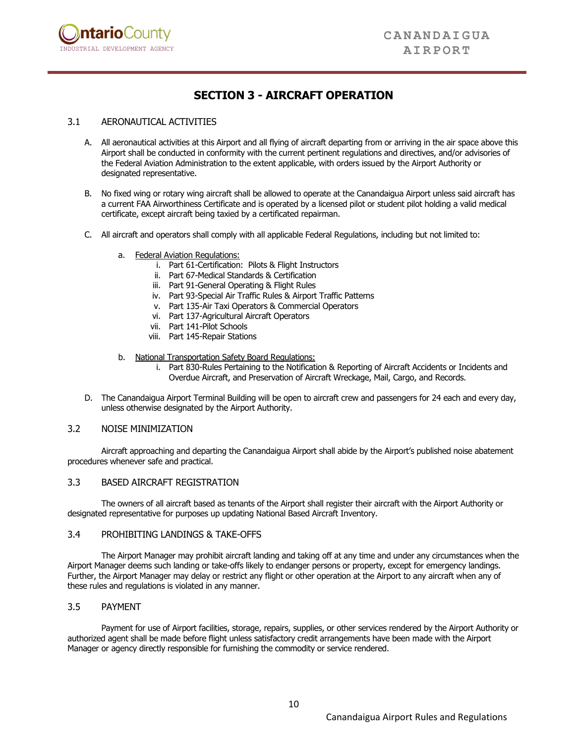# SECTION 3 - AIRCRAFT OPERATION

## 3.1 AERONAUTICAL ACTIVITIES

A. All aeronautical activities at this Airport and all flying of aircraft departing from or arriving in the air space above this Airport shall be conducted in conformity with the current pertinent regulations and directives, and/or advisories of the Federal Aviation Administration to the extent applicable, with orders issued by the Airport Authority or designated representative.

B. No fixed wing or rotary wing aircraft shall be allowed to operate at the Canandaigua Airport unless said aircraft has a current FAA Airworthiness Certificate and is operated by a licensed pilot or student pilot holding a valid medical certificate, except aircraft being taxied by a certificated repairman.

C. All aircraft and operators shall comply with all applicable Federal Regulations, including but not limited to:

   a. Federal Aviation Regulations:
      i. Part 61-Certification: Pilots & Flight Instructors
      ii. Part 67-Medical Standards & Certification
      iii. Part 91-General Operating & Flight Rules
      iv. Part 93-Special Air Traffic Rules & Airport Traffic Patterns
      v. Part 135-Air Taxi Operators & Commercial Operators
      vi. Part 137-Agricultural Aircraft Operators
      vii. Part 141-Pilot Schools
      viii. Part 145-Repair Stations

   b. National Transportation Safety Board Regulations:
      i. Part 830-Rules Pertaining to the Notification & Reporting of Aircraft Accidents or Incidents and Overdue Aircraft, and Preservation of Aircraft Wreckage, Mail, Cargo, and Records.

D. The Canandaigua Airport Terminal Building will be open to aircraft crew and passengers for 24 each and every day, unless otherwise designated by the Airport Authority.

## 3.2 NOISE MINIMIZATION

Aircraft approaching and departing the Canandaigua Airport shall abide by the Airport's published noise abatement procedures whenever safe and practical.

## 3.3 BASED AIRCRAFT REGISTRATION

The owners of all aircraft based as tenants of the Airport shall register their aircraft with the Airport Authority or designated representative for purposes up updating National Based Aircraft Inventory.

## 3.4 PROHIBITING LANDINGS & TAKE-OFFS

The Airport Manager may prohibit aircraft landing and taking off at any time and under any circumstances when the Airport Manager deems such landing or take-offs likely to endanger persons or property, except for emergency landings. Further, the Airport Manager may delay or restrict any flight or other operation at the Airport to any aircraft when any of these rules and regulations is violated in any manner.

## 3.5 PAYMENT

Payment for use of Airport facilities, storage, repairs, supplies, or other services rendered by the Airport Authority or authorized agent shall be made before flight unless satisfactory credit arrangements have been made with the Airport Manager or agency directly responsible for furnishing the commodity or service rendered.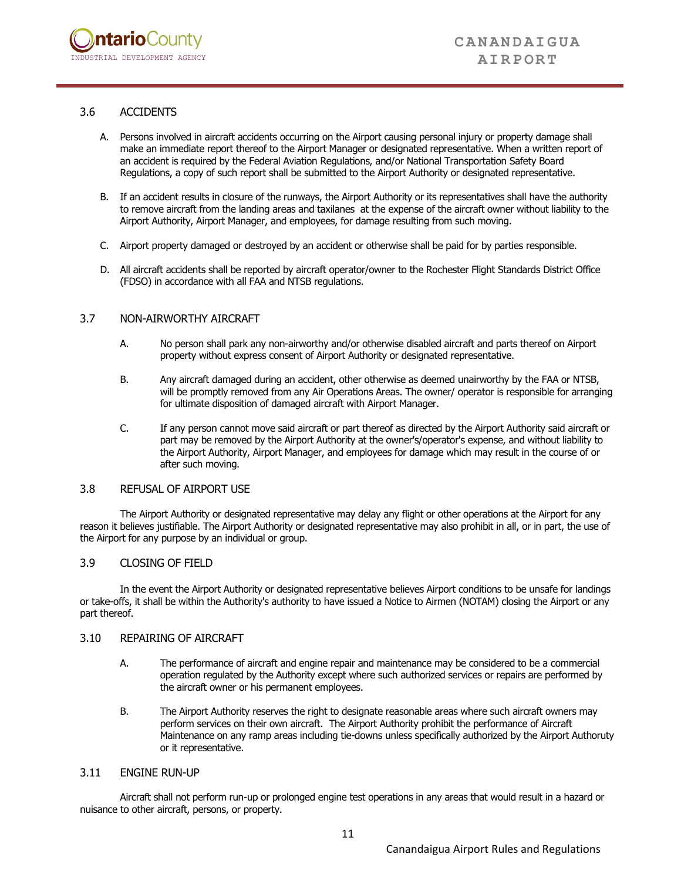## 3.6 ACCIDENTS

A. Persons involved in aircraft accidents occurring on the Airport causing personal injury or property damage shall make an immediate report thereof to the Airport Manager or designated representative. When a written report of an accident is required by the Federal Aviation Regulations, and/or National Transportation Safety Board Regulations, a copy of such report shall be submitted to the Airport Authority or designated representative.

B. If an accident results in closure of the runways, the Airport Authority or its representatives shall have the authority to remove aircraft from the landing areas and taxilanes at the expense of the aircraft owner without liability to the Airport Authority, Airport Manager, and employees, for damage resulting from such moving.

C. Airport property damaged or destroyed by an accident or otherwise shall be paid for by parties responsible.

D. All aircraft accidents shall be reported by aircraft operator/owner to the Rochester Flight Standards District Office (FDSO) in accordance with all FAA and NTSB regulations.

## 3.7 NON-AIRWORTHY AIRCRAFT

A. No person shall park any non-airworthy and/or otherwise disabled aircraft and parts thereof on Airport property without express consent of Airport Authority or designated representative.

B. Any aircraft damaged during an accident, other otherwise as deemed unairworthy by the FAA or NTSB, will be promptly removed from any Air Operations Areas. The owner/ operator is responsible for arranging for ultimate disposition of damaged aircraft with Airport Manager.

C. If any person cannot move said aircraft or part thereof as directed by the Airport Authority said aircraft or part may be removed by the Airport Authority at the owner's/operator's expense, and without liability to the Airport Authority, Airport Manager, and employees for damage which may result in the course of or after such moving.

## 3.8 REFUSAL OF AIRPORT USE

The Airport Authority or designated representative may delay any flight or other operations at the Airport for any reason it believes justifiable. The Airport Authority or designated representative may also prohibit in all, or in part, the use of the Airport for any purpose by an individual or group.

## 3.9 CLOSING OF FIELD

In the event the Airport Authority or designated representative believes Airport conditions to be unsafe for landings or take-offs, it shall be within the Authority's authority to have issued a Notice to Airmen (NOTAM) closing the Airport or any part thereof.

## 3.10 REPAIRING OF AIRCRAFT

A. The performance of aircraft and engine repair and maintenance may be considered to be a commercial operation regulated by the Authority except where such authorized services or repairs are performed by the aircraft owner or his permanent employees.

B. The Airport Authority reserves the right to designate reasonable areas where such aircraft owners may perform services on their own aircraft. The Airport Authority prohibit the performance of Aircraft Maintenance on any ramp areas including tie-downs unless specifically authorized by the Airport Authoruty or it representative.

## 3.11 ENGINE RUN-UP

Aircraft shall not perform run-up or prolonged engine test operations in any areas that would result in a hazard or nuisance to other aircraft, persons, or property.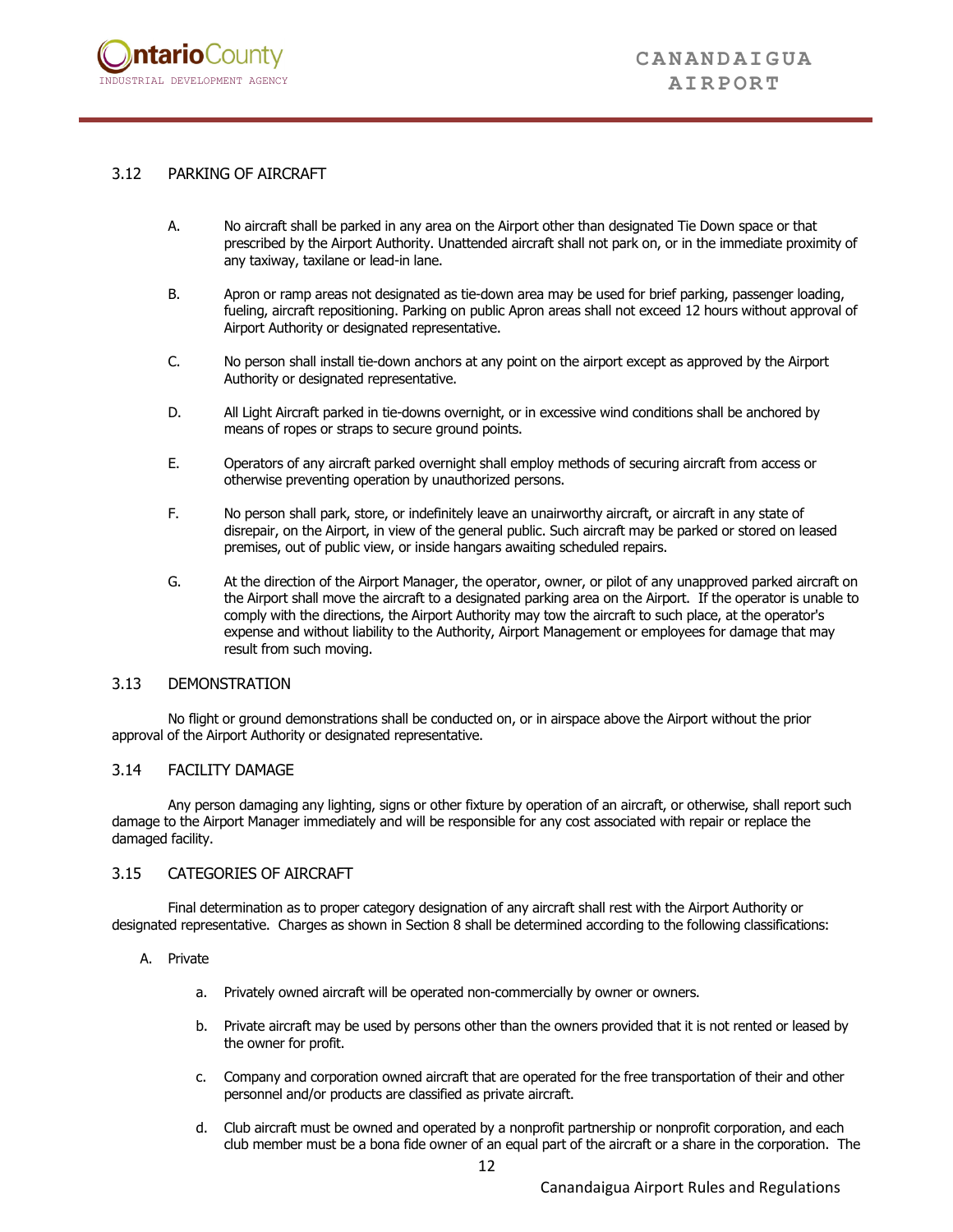### 3.12 PARKING OF AIRCRAFT

A. No aircraft shall be parked in any area on the Airport other than designated Tie Down space or that prescribed by the Airport Authority. Unattended aircraft shall not park on, or in the immediate proximity of any taxiway, taxilane or lead-in lane.

B. Apron or ramp areas not designated as tie-down area may be used for brief parking, passenger loading, fueling, aircraft repositioning. Parking on public Apron areas shall not exceed 12 hours without approval of Airport Authority or designated representative.

C. No person shall install tie-down anchors at any point on the airport except as approved by the Airport Authority or designated representative.

D. All Light Aircraft parked in tie-downs overnight, or in excessive wind conditions shall be anchored by means of ropes or straps to secure ground points.

E. Operators of any aircraft parked overnight shall employ methods of securing aircraft from access or otherwise preventing operation by unauthorized persons.

F. No person shall park, store, or indefinitely leave an unairworthy aircraft, or aircraft in any state of disrepair, on the Airport, in view of the general public. Such aircraft may be parked or stored on leased premises, out of public view, or inside hangars awaiting scheduled repairs.

G. At the direction of the Airport Manager, the operator, owner, or pilot of any unapproved parked aircraft on the Airport shall move the aircraft to a designated parking area on the Airport. If the operator is unable to comply with the directions, the Airport Authority may tow the aircraft to such place, at the operator's expense and without liability to the Authority, Airport Management or employees for damage that may result from such moving.

### 3.13 DEMONSTRATION

No flight or ground demonstrations shall be conducted on, or in airspace above the Airport without the prior approval of the Airport Authority or designated representative.

### 3.14 FACILITY DAMAGE

Any person damaging any lighting, signs or other fixture by operation of an aircraft, or otherwise, shall report such damage to the Airport Manager immediately and will be responsible for any cost associated with repair or replace the damaged facility.

### 3.15 CATEGORIES OF AIRCRAFT

Final determination as to proper category designation of any aircraft shall rest with the Airport Authority or designated representative. Charges as shown in Section 8 shall be determined according to the following classifications:

A. Private

a. Privately owned aircraft will be operated non-commercially by owner or owners.

b. Private aircraft may be used by persons other than the owners provided that it is not rented or leased by the owner for profit.

c. Company and corporation owned aircraft that are operated for the free transportation of their and other personnel and/or products are classified as private aircraft.

d. Club aircraft must be owned and operated by a nonprofit partnership or nonprofit corporation, and each club member must be a bona fide owner of an equal part of the aircraft or a share in the corporation. The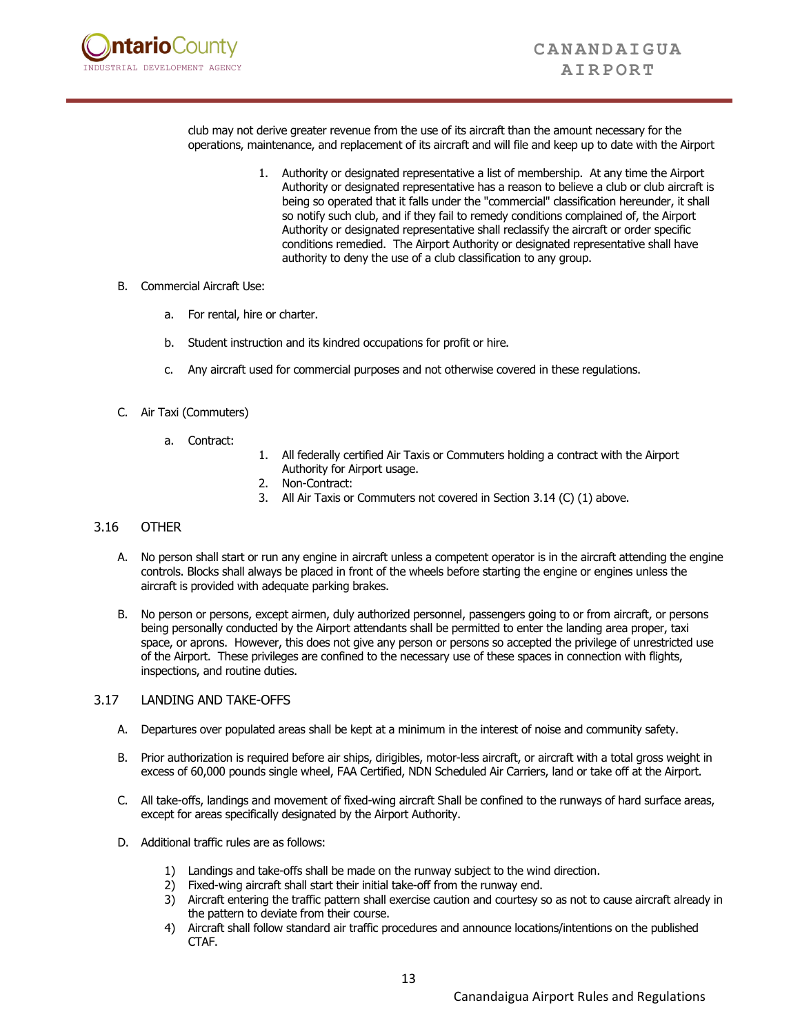club may not derive greater revenue from the use of its aircraft than the amount necessary for the operations, maintenance, and replacement of its aircraft and will file and keep up to date with the Airport

1. Authority or designated representative a list of membership. At any time the Airport Authority or designated representative has a reason to believe a club or club aircraft is being so operated that it falls under the "commercial" classification hereunder, it shall so notify such club, and if they fail to remedy conditions complained of, the Airport Authority or designated representative shall reclassify the aircraft or order specific conditions remedied. The Airport Authority or designated representative shall have authority to deny the use of a club classification to any group.

B. Commercial Aircraft Use:

   a. For rental, hire or charter.

   b. Student instruction and its kindred occupations for profit or hire.

   c. Any aircraft used for commercial purposes and not otherwise covered in these regulations.

C. Air Taxi (Commuters)

   a. Contract:

      1. All federally certified Air Taxis or Commuters holding a contract with the Airport Authority for Airport usage.
      2. Non-Contract:
      3. All Air Taxis or Commuters not covered in Section 3.14 (C) (1) above.

## 3.16 OTHER

A. No person shall start or run any engine in aircraft unless a competent operator is in the aircraft attending the engine controls. Blocks shall always be placed in front of the wheels before starting the engine or engines unless the aircraft is provided with adequate parking brakes.

B. No person or persons, except airmen, duly authorized personnel, passengers going to or from aircraft, or persons being personally conducted by the Airport attendants shall be permitted to enter the landing area proper, taxi space, or aprons. However, this does not give any person or persons so accepted the privilege of unrestricted use of the Airport. These privileges are confined to the necessary use of these spaces in connection with flights, inspections, and routine duties.

## 3.17 LANDING AND TAKE-OFFS

A. Departures over populated areas shall be kept at a minimum in the interest of noise and community safety.

B. Prior authorization is required before air ships, dirigibles, motor-less aircraft, or aircraft with a total gross weight in excess of 60,000 pounds single wheel, FAA Certified, NDN Scheduled Air Carriers, land or take off at the Airport.

C. All take-offs, landings and movement of fixed-wing aircraft Shall be confined to the runways of hard surface areas, except for areas specifically designated by the Airport Authority.

D. Additional traffic rules are as follows:

   1) Landings and take-offs shall be made on the runway subject to the wind direction.
   2) Fixed-wing aircraft shall start their initial take-off from the runway end.
   3) Aircraft entering the traffic pattern shall exercise caution and courtesy so as not to cause aircraft already in the pattern to deviate from their course.
   4) Aircraft shall follow standard air traffic procedures and announce locations/intentions on the published CTAF.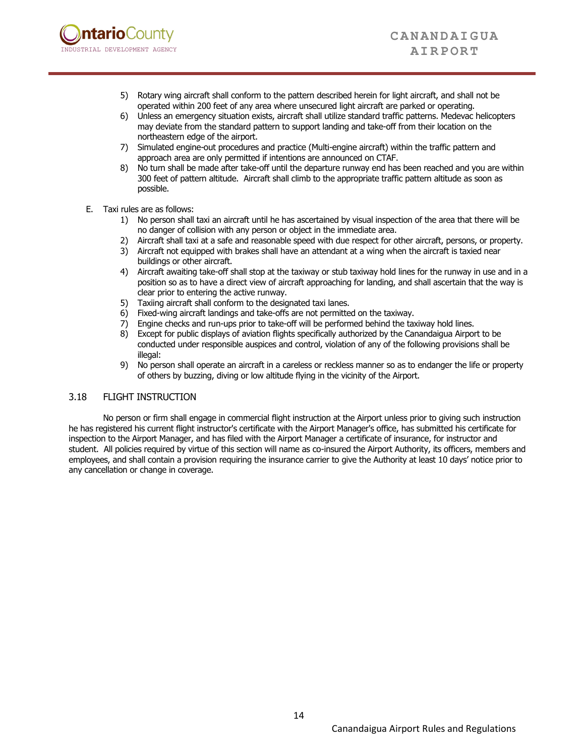5) Rotary wing aircraft shall conform to the pattern described herein for light aircraft, and shall not be operated within 200 feet of any area where unsecured light aircraft are parked or operating.
6) Unless an emergency situation exists, aircraft shall utilize standard traffic patterns. Medevac helicopters may deviate from the standard pattern to support landing and take-off from their location on the northeastern edge of the airport.
7) Simulated engine-out procedures and practice (Multi-engine aircraft) within the traffic pattern and approach area are only permitted if intentions are announced on CTAF.
8) No turn shall be made after take-off until the departure runway end has been reached and you are within 300 feet of pattern altitude. Aircraft shall climb to the appropriate traffic pattern altitude as soon as possible.

E. Taxi rules are as follows:
   1) No person shall taxi an aircraft until he has ascertained by visual inspection of the area that there will be no danger of collision with any person or object in the immediate area.
   2) Aircraft shall taxi at a safe and reasonable speed with due respect for other aircraft, persons, or property.
   3) Aircraft not equipped with brakes shall have an attendant at a wing when the aircraft is taxied near buildings or other aircraft.
   4) Aircraft awaiting take-off shall stop at the taxiway or stub taxiway hold lines for the runway in use and in a position so as to have a direct view of aircraft approaching for landing, and shall ascertain that the way is clear prior to entering the active runway.
   5) Taxiing aircraft shall conform to the designated taxi lanes.
   6) Fixed-wing aircraft landings and take-offs are not permitted on the taxiway.
   7) Engine checks and run-ups prior to take-off will be performed behind the taxiway hold lines.
   8) Except for public displays of aviation flights specifically authorized by the Canandaigua Airport to be conducted under responsible auspices and control, violation of any of the following provisions shall be illegal:
   9) No person shall operate an aircraft in a careless or reckless manner so as to endanger the life or property of others by buzzing, diving or low altitude flying in the vicinity of the Airport.

## 3.18 FLIGHT INSTRUCTION

No person or firm shall engage in commercial flight instruction at the Airport unless prior to giving such instruction he has registered his current flight instructor's certificate with the Airport Manager's office, has submitted his certificate for inspection to the Airport Manager, and has filed with the Airport Manager a certificate of insurance, for instructor and student. All policies required by virtue of this section will name as co-insured the Airport Authority, its officers, members and employees, and shall contain a provision requiring the insurance carrier to give the Authority at least 10 days' notice prior to any cancellation or change in coverage.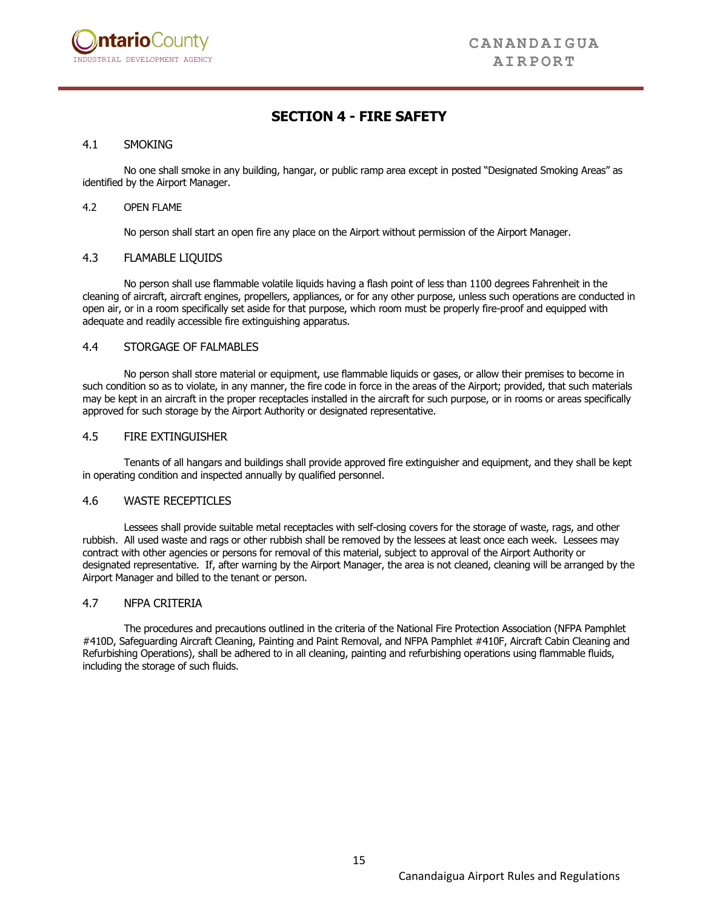# SECTION 4 - FIRE SAFETY

## 4.1 SMOKING

No one shall smoke in any building, hangar, or public ramp area except in posted "Designated Smoking Areas" as identified by the Airport Manager.

## 4.2 OPEN FLAME

No person shall start an open fire any place on the Airport without permission of the Airport Manager.

## 4.3 FLAMABLE LIQUIDS

No person shall use flammable volatile liquids having a flash point of less than 1100 degrees Fahrenheit in the cleaning of aircraft, aircraft engines, propellers, appliances, or for any other purpose, unless such operations are conducted in open air, or in a room specifically set aside for that purpose, which room must be properly fire-proof and equipped with adequate and readily accessible fire extinguishing apparatus.

## 4.4 STORGAGE OF FALMABLES

No person shall store material or equipment, use flammable liquids or gases, or allow their premises to become in such condition so as to violate, in any manner, the fire code in force in the areas of the Airport; provided, that such materials may be kept in an aircraft in the proper receptacles installed in the aircraft for such purpose, or in rooms or areas specifically approved for such storage by the Airport Authority or designated representative.

## 4.5 FIRE EXTINGUISHER

Tenants of all hangars and buildings shall provide approved fire extinguisher and equipment, and they shall be kept in operating condition and inspected annually by qualified personnel.

## 4.6 WASTE RECEPTICLES

Lessees shall provide suitable metal receptacles with self-closing covers for the storage of waste, rags, and other rubbish. All used waste and rags or other rubbish shall be removed by the lessees at least once each week. Lessees may contract with other agencies or persons for removal of this material, subject to approval of the Airport Authority or designated representative. If, after warning by the Airport Manager, the area is not cleaned, cleaning will be arranged by the Airport Manager and billed to the tenant or person.

## 4.7 NFPA CRITERIA

The procedures and precautions outlined in the criteria of the National Fire Protection Association (NFPA Pamphlet #410D, Safeguarding Aircraft Cleaning, Painting and Paint Removal, and NFPA Pamphlet #410F, Aircraft Cabin Cleaning and Refurbishing Operations), shall be adhered to in all cleaning, painting and refurbishing operations using flammable fluids, including the storage of such fluids.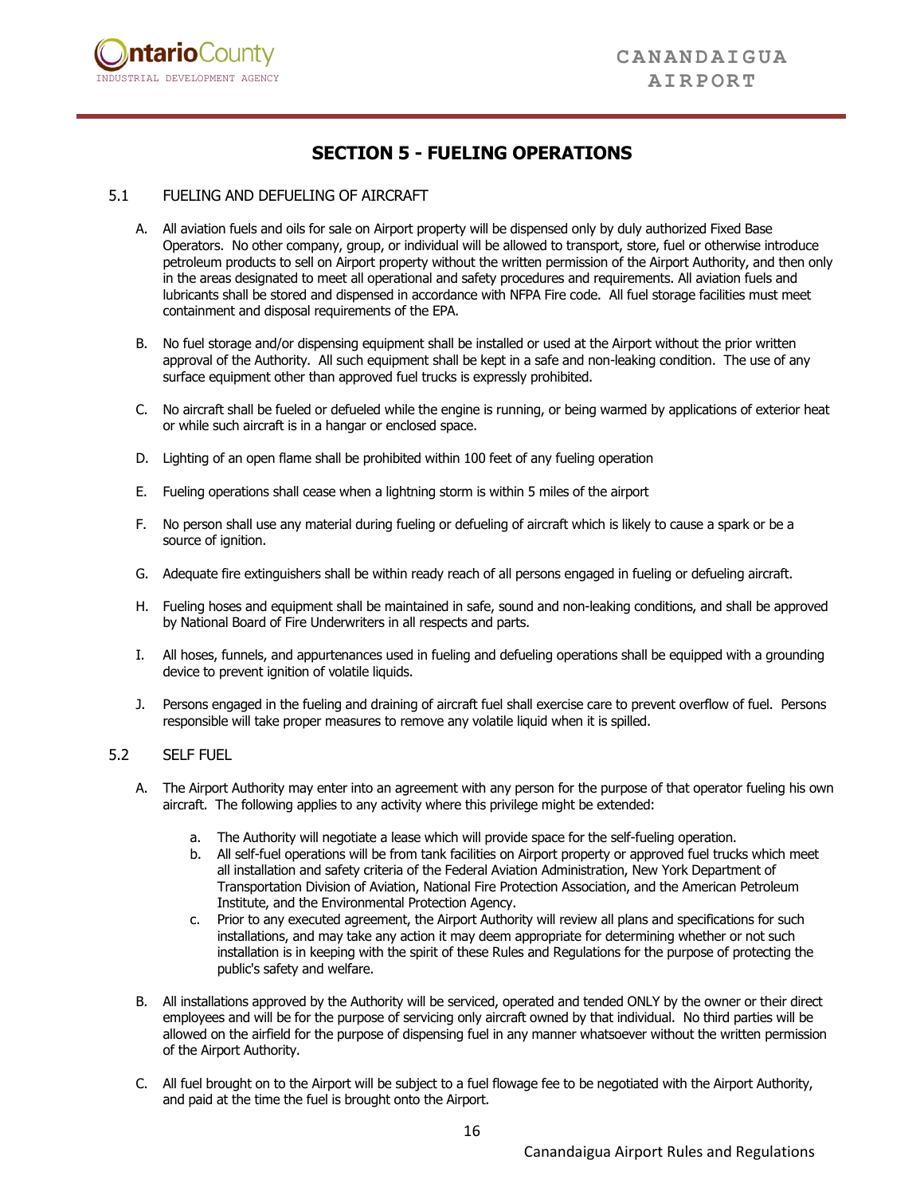# SECTION 5 - FUELING OPERATIONS

## 5.1 FUELING AND DEFUELING OF AIRCRAFT

A. All aviation fuels and oils for sale on Airport property will be dispensed only by duly authorized Fixed Base Operators. No other company, group, or individual will be allowed to transport, store, fuel or otherwise introduce petroleum products to sell on Airport property without the written permission of the Airport Authority, and then only in the areas designated to meet all operational and safety procedures and requirements. All aviation fuels and lubricants shall be stored and dispensed in accordance with NFPA Fire code. All fuel storage facilities must meet containment and disposal requirements of the EPA.

B. No fuel storage and/or dispensing equipment shall be installed or used at the Airport without the prior written approval of the Authority. All such equipment shall be kept in a safe and non-leaking condition. The use of any surface equipment other than approved fuel trucks is expressly prohibited.

C. No aircraft shall be fueled or defueled while the engine is running, or being warmed by applications of exterior heat or while such aircraft is in a hangar or enclosed space.

D. Lighting of an open flame shall be prohibited within 100 feet of any fueling operation

E. Fueling operations shall cease when a lightning storm is within 5 miles of the airport

F. No person shall use any material during fueling or defueling of aircraft which is likely to cause a spark or be a source of ignition.

G. Adequate fire extinguishers shall be within ready reach of all persons engaged in fueling or defueling aircraft.

H. Fueling hoses and equipment shall be maintained in safe, sound and non-leaking conditions, and shall be approved by National Board of Fire Underwriters in all respects and parts.

I. All hoses, funnels, and appurtenances used in fueling and defueling operations shall be equipped with a grounding device to prevent ignition of volatile liquids.

J. Persons engaged in the fueling and draining of aircraft fuel shall exercise care to prevent overflow of fuel. Persons responsible will take proper measures to remove any volatile liquid when it is spilled.

## 5.2 SELF FUEL

A. The Airport Authority may enter into an agreement with any person for the purpose of that operator fueling his own aircraft. The following applies to any activity where this privilege might be extended:

   a. The Authority will negotiate a lease which will provide space for the self-fueling operation.
   b. All self-fuel operations will be from tank facilities on Airport property or approved fuel trucks which meet all installation and safety criteria of the Federal Aviation Administration, New York Department of Transportation Division of Aviation, National Fire Protection Association, and the American Petroleum Institute, and the Environmental Protection Agency.
   c. Prior to any executed agreement, the Airport Authority will review all plans and specifications for such installations, and may take any action it may deem appropriate for determining whether or not such installation is in keeping with the spirit of these Rules and Regulations for the purpose of protecting the public's safety and welfare.

B. All installations approved by the Authority will be serviced, operated and tended ONLY by the owner or their direct employees and will be for the purpose of servicing only aircraft owned by that individual. No third parties will be allowed on the airfield for the purpose of dispensing fuel in any manner whatsoever without the written permission of the Airport Authority.

C. All fuel brought on to the Airport will be subject to a fuel flowage fee to be negotiated with the Airport Authority, and paid at the time the fuel is brought onto the Airport.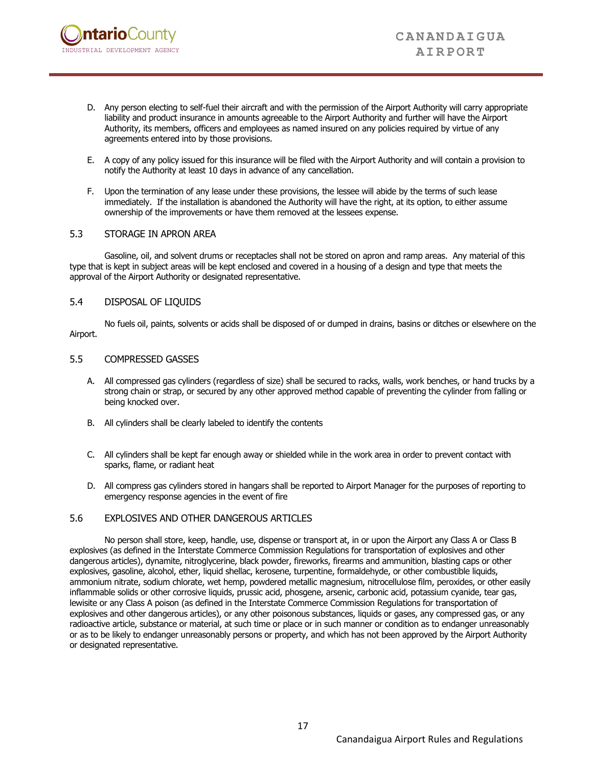D. Any person electing to self-fuel their aircraft and with the permission of the Airport Authority will carry appropriate liability and product insurance in amounts agreeable to the Airport Authority and further will have the Airport Authority, its members, officers and employees as named insured on any policies required by virtue of any agreements entered into by those provisions.

E. A copy of any policy issued for this insurance will be filed with the Airport Authority and will contain a provision to notify the Authority at least 10 days in advance of any cancellation.

F. Upon the termination of any lease under these provisions, the lessee will abide by the terms of such lease immediately. If the installation is abandoned the Authority will have the right, at its option, to either assume ownership of the improvements or have them removed at the lessees expense.

## 5.3 STORAGE IN APRON AREA

Gasoline, oil, and solvent drums or receptacles shall not be stored on apron and ramp areas. Any material of this type that is kept in subject areas will be kept enclosed and covered in a housing of a design and type that meets the approval of the Airport Authority or designated representative.

## 5.4 DISPOSAL OF LIQUIDS

No fuels oil, paints, solvents or acids shall be disposed of or dumped in drains, basins or ditches or elsewhere on the Airport.

## 5.5 COMPRESSED GASSES

A. All compressed gas cylinders (regardless of size) shall be secured to racks, walls, work benches, or hand trucks by a strong chain or strap, or secured by any other approved method capable of preventing the cylinder from falling or being knocked over.

B. All cylinders shall be clearly labeled to identify the contents

C. All cylinders shall be kept far enough away or shielded while in the work area in order to prevent contact with sparks, flame, or radiant heat

D. All compress gas cylinders stored in hangars shall be reported to Airport Manager for the purposes of reporting to emergency response agencies in the event of fire

## 5.6 EXPLOSIVES AND OTHER DANGEROUS ARTICLES

No person shall store, keep, handle, use, dispense or transport at, in or upon the Airport any Class A or Class B explosives (as defined in the Interstate Commerce Commission Regulations for transportation of explosives and other dangerous articles), dynamite, nitroglycerine, black powder, fireworks, firearms and ammunition, blasting caps or other explosives, gasoline, alcohol, ether, liquid shellac, kerosene, turpentine, formaldehyde, or other combustible liquids, ammonium nitrate, sodium chlorate, wet hemp, powdered metallic magnesium, nitrocellulose film, peroxides, or other easily inflammable solids or other corrosive liquids, prussic acid, phosgene, arsenic, carbonic acid, potassium cyanide, tear gas, lewisite or any Class A poison (as defined in the Interstate Commerce Commission Regulations for transportation of explosives and other dangerous articles), or any other poisonous substances, liquids or gases, any compressed gas, or any radioactive article, substance or material, at such time or place or in such manner or condition as to endanger unreasonably or as to be likely to endanger unreasonably persons or property, and which has not been approved by the Airport Authority or designated representative.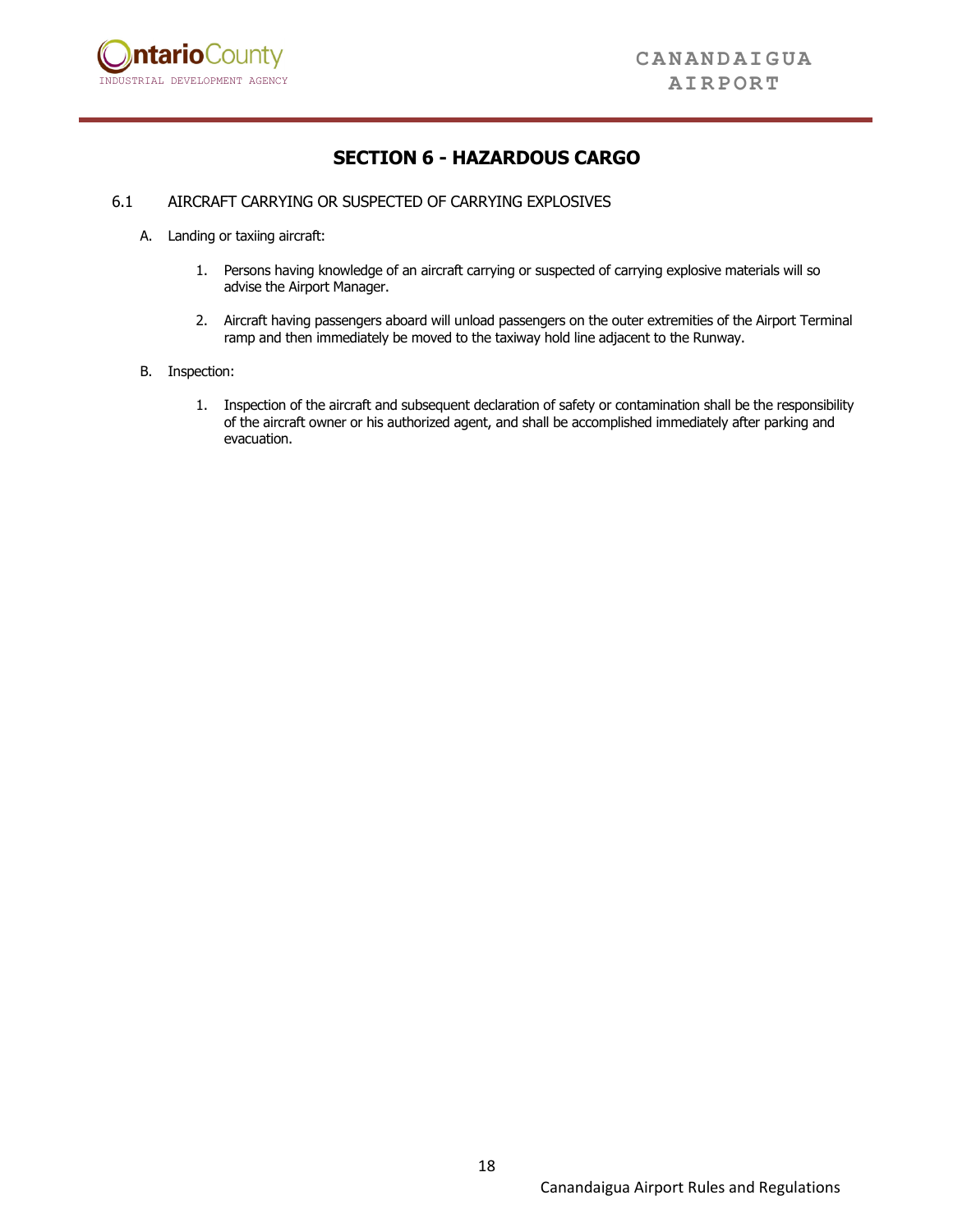## SECTION 6 - HAZARDOUS CARGO

6.1 AIRCRAFT CARRYING OR SUSPECTED OF CARRYING EXPLOSIVES

A. Landing or taxiing aircraft:

1. Persons having knowledge of an aircraft carrying or suspected of carrying explosive materials will so advise the Airport Manager.

2. Aircraft having passengers aboard will unload passengers on the outer extremities of the Airport Terminal ramp and then immediately be moved to the taxiway hold line adjacent to the Runway.

B. Inspection:

1. Inspection of the aircraft and subsequent declaration of safety or contamination shall be the responsibility of the aircraft owner or his authorized agent, and shall be accomplished immediately after parking and evacuation.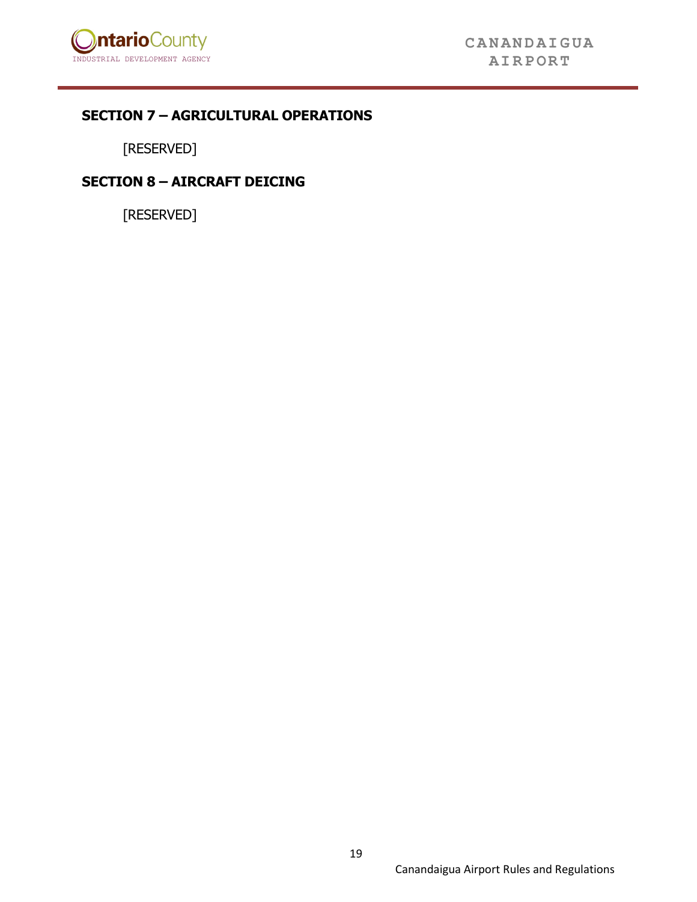## SECTION 7 – AGRICULTURAL OPERATIONS

[RESERVED]

## SECTION 8 – AIRCRAFT DEICING

[RESERVED]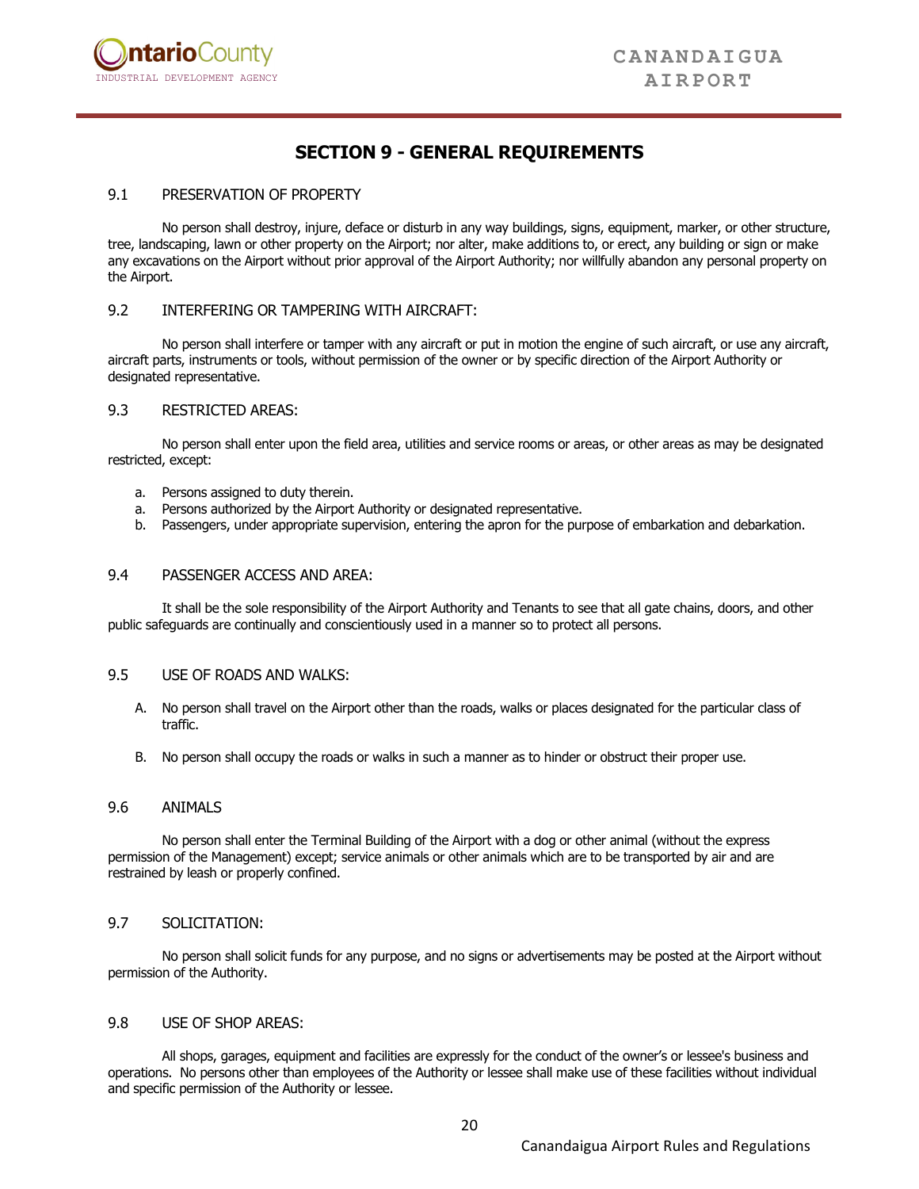# SECTION 9 - GENERAL REQUIREMENTS

## 9.1 PRESERVATION OF PROPERTY

No person shall destroy, injure, deface or disturb in any way buildings, signs, equipment, marker, or other structure, tree, landscaping, lawn or other property on the Airport; nor alter, make additions to, or erect, any building or sign or make any excavations on the Airport without prior approval of the Airport Authority; nor willfully abandon any personal property on the Airport.

## 9.2 INTERFERING OR TAMPERING WITH AIRCRAFT:

No person shall interfere or tamper with any aircraft or put in motion the engine of such aircraft, or use any aircraft, aircraft parts, instruments or tools, without permission of the owner or by specific direction of the Airport Authority or designated representative.

## 9.3 RESTRICTED AREAS:

No person shall enter upon the field area, utilities and service rooms or areas, or other areas as may be designated restricted, except:

a. Persons assigned to duty therein.
a. Persons authorized by the Airport Authority or designated representative.
b. Passengers, under appropriate supervision, entering the apron for the purpose of embarkation and debarkation.

## 9.4 PASSENGER ACCESS AND AREA:

It shall be the sole responsibility of the Airport Authority and Tenants to see that all gate chains, doors, and other public safeguards are continually and conscientiously used in a manner so to protect all persons.

## 9.5 USE OF ROADS AND WALKS:

A. No person shall travel on the Airport other than the roads, walks or places designated for the particular class of traffic.

B. No person shall occupy the roads or walks in such a manner as to hinder or obstruct their proper use.

## 9.6 ANIMALS

No person shall enter the Terminal Building of the Airport with a dog or other animal (without the express permission of the Management) except; service animals or other animals which are to be transported by air and are restrained by leash or properly confined.

## 9.7 SOLICITATION:

No person shall solicit funds for any purpose, and no signs or advertisements may be posted at the Airport without permission of the Authority.

## 9.8 USE OF SHOP AREAS:

All shops, garages, equipment and facilities are expressly for the conduct of the owner's or lessee's business and operations. No persons other than employees of the Authority or lessee shall make use of these facilities without individual and specific permission of the Authority or lessee.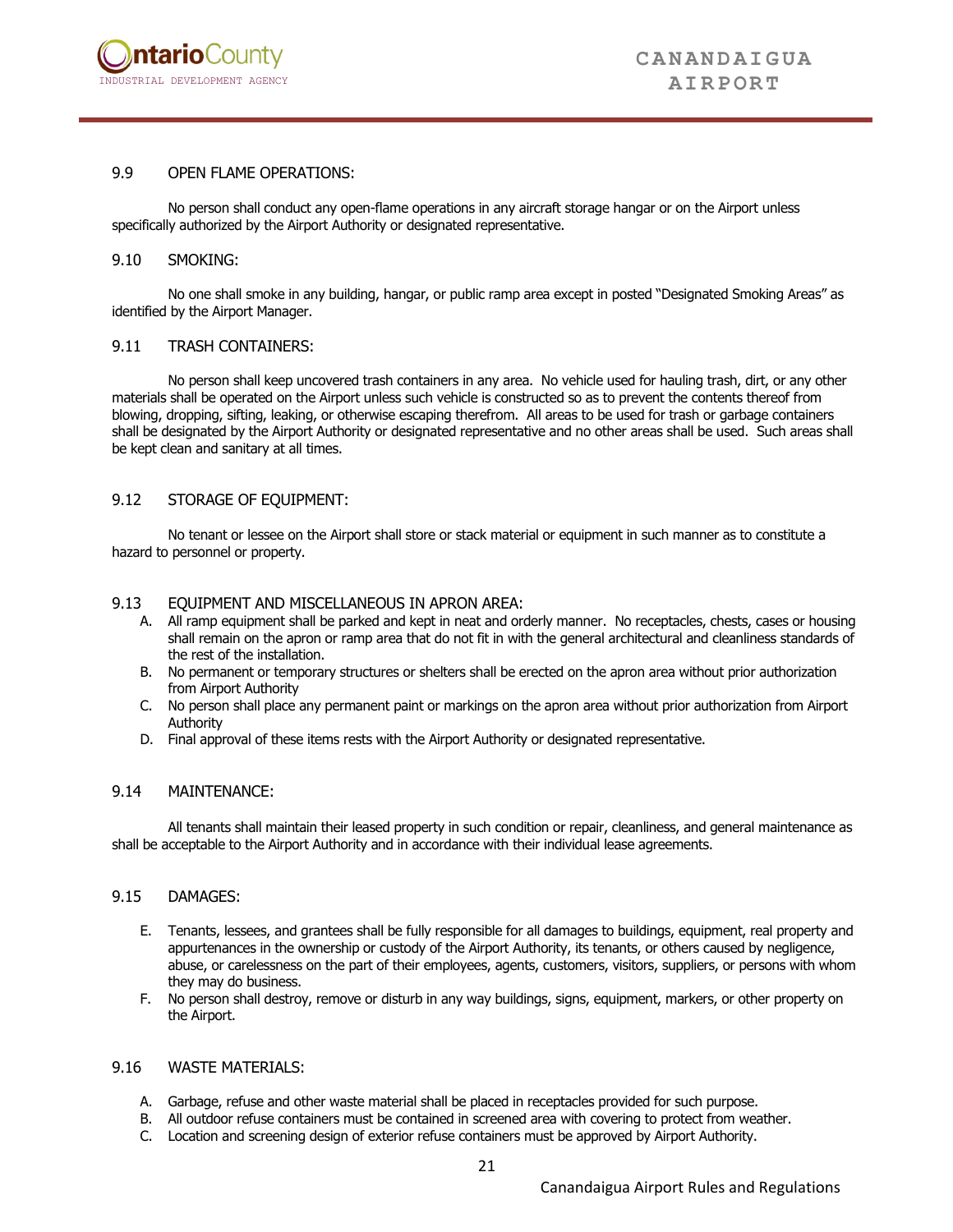### 9.9 OPEN FLAME OPERATIONS:

No person shall conduct any open-flame operations in any aircraft storage hangar or on the Airport unless specifically authorized by the Airport Authority or designated representative.

### 9.10 SMOKING:

No one shall smoke in any building, hangar, or public ramp area except in posted "Designated Smoking Areas" as identified by the Airport Manager.

### 9.11 TRASH CONTAINERS:

No person shall keep uncovered trash containers in any area. No vehicle used for hauling trash, dirt, or any other materials shall be operated on the Airport unless such vehicle is constructed so as to prevent the contents thereof from blowing, dropping, sifting, leaking, or otherwise escaping therefrom. All areas to be used for trash or garbage containers shall be designated by the Airport Authority or designated representative and no other areas shall be used. Such areas shall be kept clean and sanitary at all times.

### 9.12 STORAGE OF EQUIPMENT:

No tenant or lessee on the Airport shall store or stack material or equipment in such manner as to constitute a hazard to personnel or property.

### 9.13 EQUIPMENT AND MISCELLANEOUS IN APRON AREA:

A. All ramp equipment shall be parked and kept in neat and orderly manner. No receptacles, chests, cases or housing shall remain on the apron or ramp area that do not fit in with the general architectural and cleanliness standards of the rest of the installation.
B. No permanent or temporary structures or shelters shall be erected on the apron area without prior authorization from Airport Authority
C. No person shall place any permanent paint or markings on the apron area without prior authorization from Airport Authority
D. Final approval of these items rests with the Airport Authority or designated representative.

### 9.14 MAINTENANCE:

All tenants shall maintain their leased property in such condition or repair, cleanliness, and general maintenance as shall be acceptable to the Airport Authority and in accordance with their individual lease agreements.

### 9.15 DAMAGES:

E. Tenants, lessees, and grantees shall be fully responsible for all damages to buildings, equipment, real property and appurtenances in the ownership or custody of the Airport Authority, its tenants, or others caused by negligence, abuse, or carelessness on the part of their employees, agents, customers, visitors, suppliers, or persons with whom they may do business.
F. No person shall destroy, remove or disturb in any way buildings, signs, equipment, markers, or other property on the Airport.

### 9.16 WASTE MATERIALS:

A. Garbage, refuse and other waste material shall be placed in receptacles provided for such purpose.
B. All outdoor refuse containers must be contained in screened area with covering to protect from weather.
C. Location and screening design of exterior refuse containers must be approved by Airport Authority.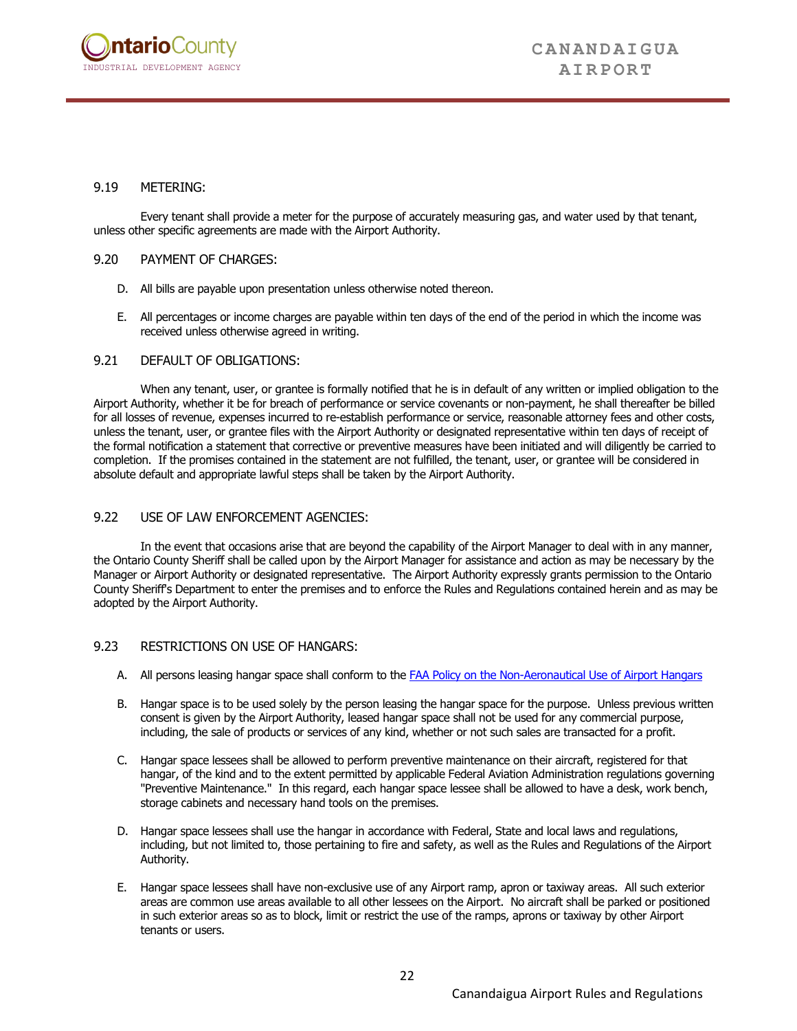### 9.19 METERING:

Every tenant shall provide a meter for the purpose of accurately measuring gas, and water used by that tenant, unless other specific agreements are made with the Airport Authority.

### 9.20 PAYMENT OF CHARGES:

D. All bills are payable upon presentation unless otherwise noted thereon.

E. All percentages or income charges are payable within ten days of the end of the period in which the income was received unless otherwise agreed in writing.

### 9.21 DEFAULT OF OBLIGATIONS:

When any tenant, user, or grantee is formally notified that he is in default of any written or implied obligation to the Airport Authority, whether it be for breach of performance or service covenants or non-payment, he shall thereafter be billed for all losses of revenue, expenses incurred to re-establish performance or service, reasonable attorney fees and other costs, unless the tenant, user, or grantee files with the Airport Authority or designated representative within ten days of receipt of the formal notification a statement that corrective or preventive measures have been initiated and will diligently be carried to completion. If the promises contained in the statement are not fulfilled, the tenant, user, or grantee will be considered in absolute default and appropriate lawful steps shall be taken by the Airport Authority.

### 9.22 USE OF LAW ENFORCEMENT AGENCIES:

In the event that occasions arise that are beyond the capability of the Airport Manager to deal with in any manner, the Ontario County Sheriff shall be called upon by the Airport Manager for assistance and action as may be necessary by the Manager or Airport Authority or designated representative. The Airport Authority expressly grants permission to the Ontario County Sheriff's Department to enter the premises and to enforce the Rules and Regulations contained herein and as may be adopted by the Airport Authority.

### 9.23 RESTRICTIONS ON USE OF HANGARS:

A. All persons leasing hangar space shall conform to the FAA Policy on the Non-Aeronautical Use of Airport Hangars

B. Hangar space is to be used solely by the person leasing the hangar space for the purpose. Unless previous written consent is given by the Airport Authority, leased hangar space shall not be used for any commercial purpose, including, the sale of products or services of any kind, whether or not such sales are transacted for a profit.

C. Hangar space lessees shall be allowed to perform preventive maintenance on their aircraft, registered for that hangar, of the kind and to the extent permitted by applicable Federal Aviation Administration regulations governing "Preventive Maintenance." In this regard, each hangar space lessee shall be allowed to have a desk, work bench, storage cabinets and necessary hand tools on the premises.

D. Hangar space lessees shall use the hangar in accordance with Federal, State and local laws and regulations, including, but not limited to, those pertaining to fire and safety, as well as the Rules and Regulations of the Airport Authority.

E. Hangar space lessees shall have non-exclusive use of any Airport ramp, apron or taxiway areas. All such exterior areas are common use areas available to all other lessees on the Airport. No aircraft shall be parked or positioned in such exterior areas so as to block, limit or restrict the use of the ramps, aprons or taxiway by other Airport tenants or users.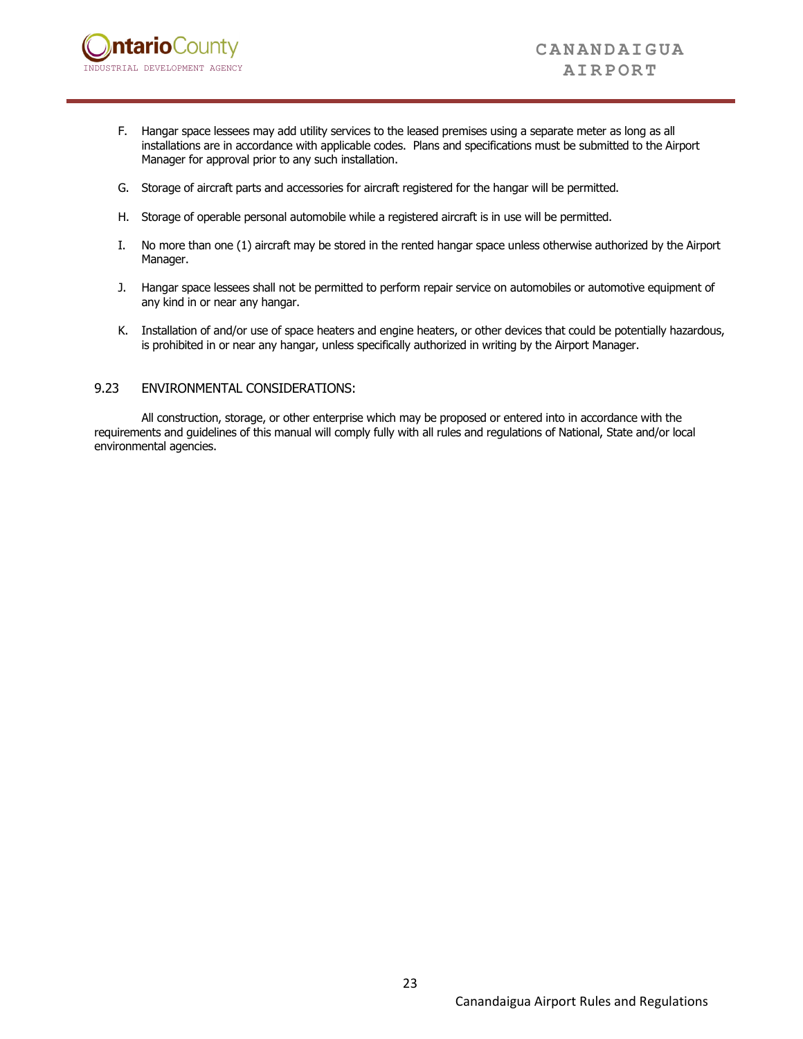F. Hangar space lessees may add utility services to the leased premises using a separate meter as long as all installations are in accordance with applicable codes. Plans and specifications must be submitted to the Airport Manager for approval prior to any such installation.

G. Storage of aircraft parts and accessories for aircraft registered for the hangar will be permitted.

H. Storage of operable personal automobile while a registered aircraft is in use will be permitted.

I. No more than one (1) aircraft may be stored in the rented hangar space unless otherwise authorized by the Airport Manager.

J. Hangar space lessees shall not be permitted to perform repair service on automobiles or automotive equipment of any kind in or near any hangar.

K. Installation of and/or use of space heaters and engine heaters, or other devices that could be potentially hazardous, is prohibited in or near any hangar, unless specifically authorized in writing by the Airport Manager.

### 9.23 ENVIRONMENTAL CONSIDERATIONS:

All construction, storage, or other enterprise which may be proposed or entered into in accordance with the requirements and guidelines of this manual will comply fully with all rules and regulations of National, State and/or local environmental agencies.